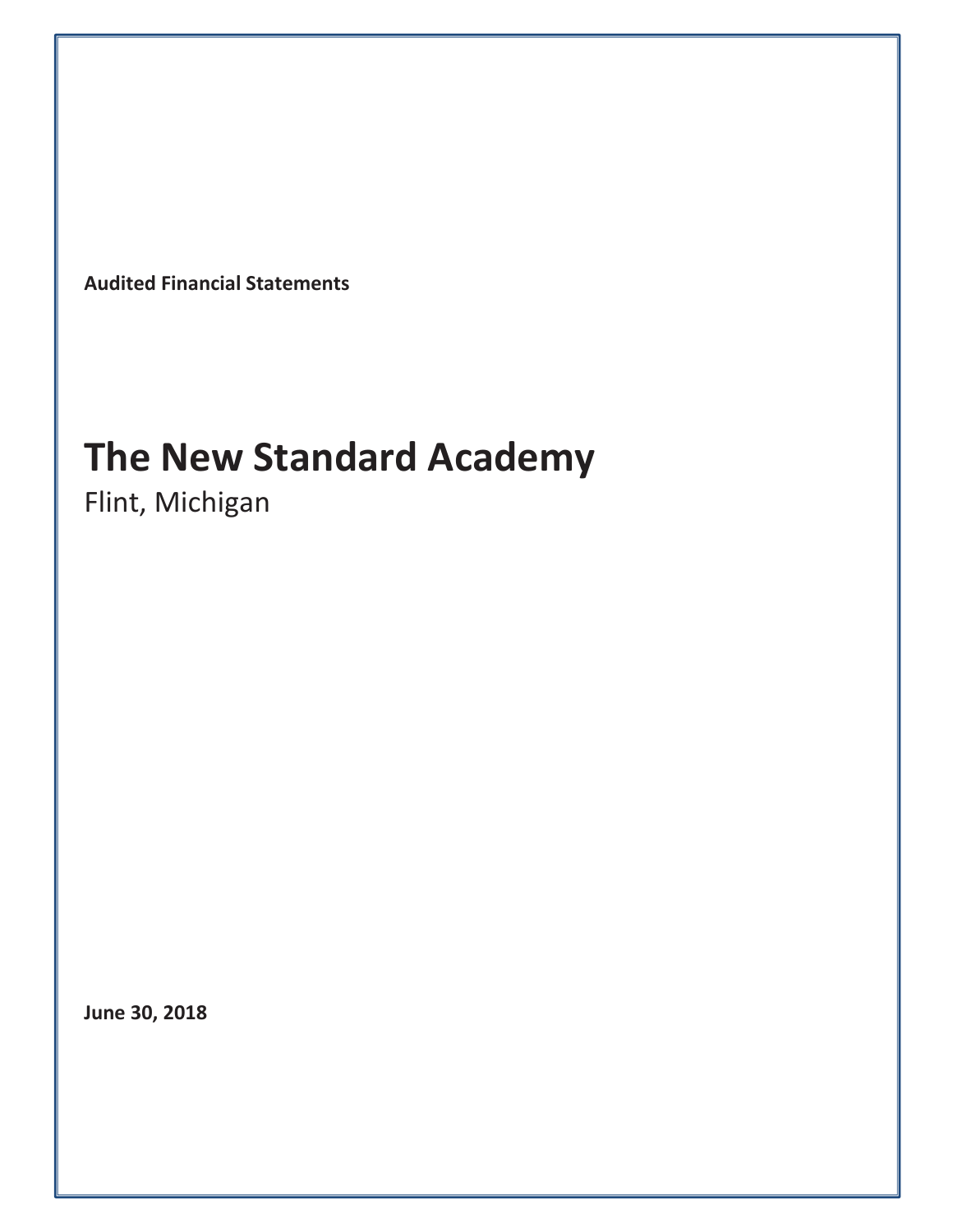**Audited Financial Statements**

# The New Standard Academy

Flint, Michigan

**June 30, 2018**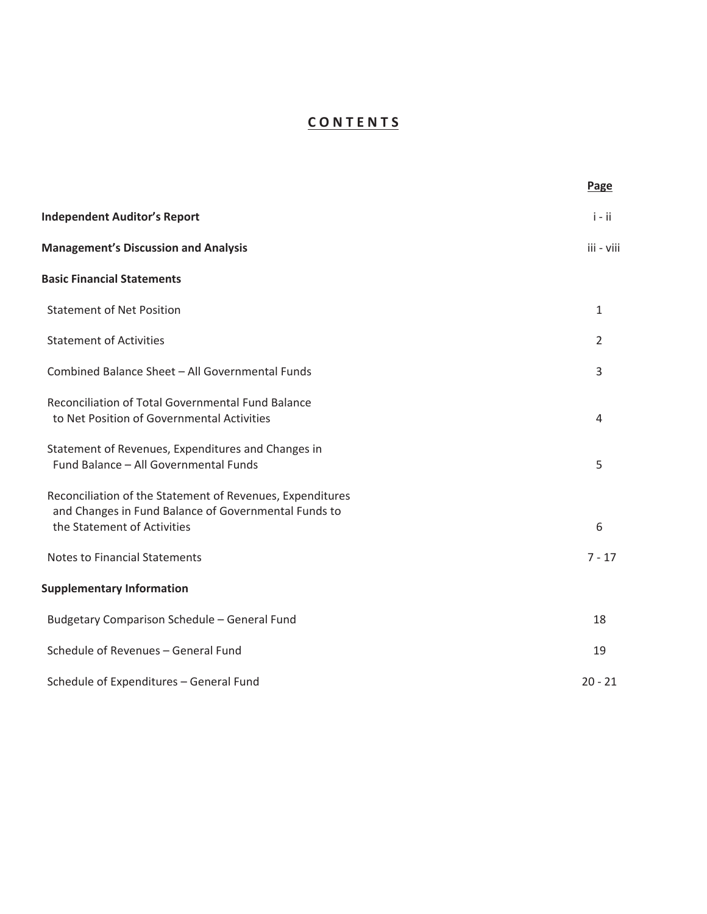# CONTENTS

| | Page |
|---|---|
| **Independent Auditor's Report** | i - ii |
| **Management's Discussion and Analysis** | iii - viii |
| **Basic Financial Statements** | |
| Statement of Net Position | 1 |
| Statement of Activities | 2 |
| Combined Balance Sheet – All Governmental Funds | 3 |
| Reconciliation of Total Governmental Fund Balance to Net Position of Governmental Activities | 4 |
| Statement of Revenues, Expenditures and Changes in Fund Balance – All Governmental Funds | 5 |
| Reconciliation of the Statement of Revenues, Expenditures and Changes in Fund Balance of Governmental Funds to the Statement of Activities | 6 |
| Notes to Financial Statements | 7 - 17 |
| **Supplementary Information** | |
| Budgetary Comparison Schedule – General Fund | 18 |
| Schedule of Revenues – General Fund | 19 |
| Schedule of Expenditures – General Fund | 20 - 21 |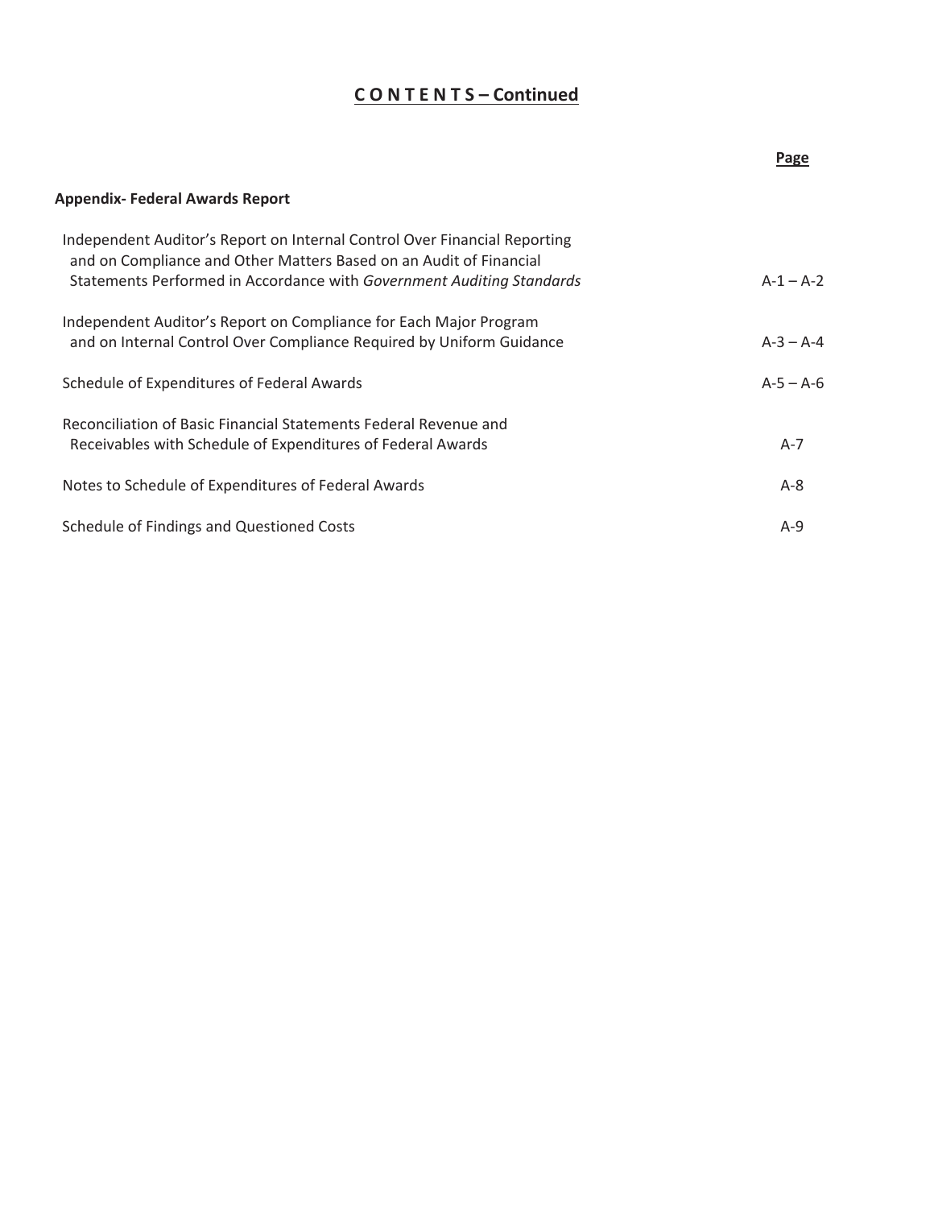# C O N T E N T S – Continued

| | Page |
|---|---|
| **Appendix- Federal Awards Report** | |
| Independent Auditor's Report on Internal Control Over Financial Reporting and on Compliance and Other Matters Based on an Audit of Financial Statements Performed in Accordance with *Government Auditing Standards* | A-1 – A-2 |
| Independent Auditor's Report on Compliance for Each Major Program and on Internal Control Over Compliance Required by Uniform Guidance | A-3 – A-4 |
| Schedule of Expenditures of Federal Awards | A-5 – A-6 |
| Reconciliation of Basic Financial Statements Federal Revenue and Receivables with Schedule of Expenditures of Federal Awards | A-7 |
| Notes to Schedule of Expenditures of Federal Awards | A-8 |
| Schedule of Findings and Questioned Costs | A-9 |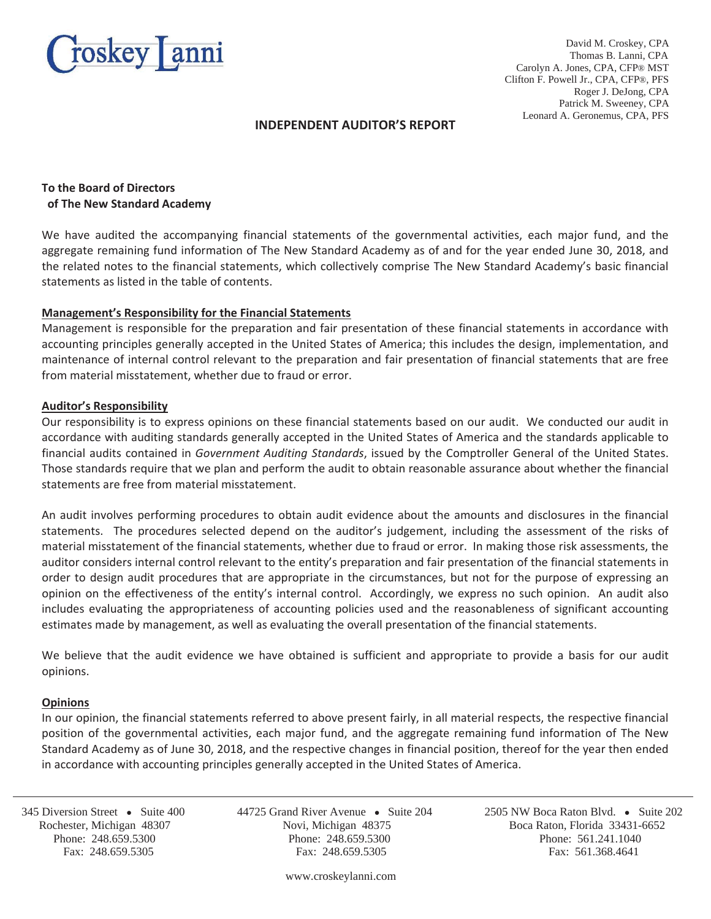Croskey Lanni

David M. Croskey, CPA
Thomas B. Lanni, CPA
Carolyn A. Jones, CPA, CFP® MST
Clifton F. Powell Jr., CPA, CFP®, PFS
Roger J. DeJong, CPA
Patrick M. Sweeney, CPA
Leonard A. Geronemus, CPA, PFS

# INDEPENDENT AUDITOR'S REPORT

**To the Board of Directors**
**of The New Standard Academy**

We have audited the accompanying financial statements of the governmental activities, each major fund, and the aggregate remaining fund information of The New Standard Academy as of and for the year ended June 30, 2018, and the related notes to the financial statements, which collectively comprise The New Standard Academy's basic financial statements as listed in the table of contents.

**Management's Responsibility for the Financial Statements**

Management is responsible for the preparation and fair presentation of these financial statements in accordance with accounting principles generally accepted in the United States of America; this includes the design, implementation, and maintenance of internal control relevant to the preparation and fair presentation of financial statements that are free from material misstatement, whether due to fraud or error.

**Auditor's Responsibility**

Our responsibility is to express opinions on these financial statements based on our audit. We conducted our audit in accordance with auditing standards generally accepted in the United States of America and the standards applicable to financial audits contained in *Government Auditing Standards*, issued by the Comptroller General of the United States. Those standards require that we plan and perform the audit to obtain reasonable assurance about whether the financial statements are free from material misstatement.

An audit involves performing procedures to obtain audit evidence about the amounts and disclosures in the financial statements. The procedures selected depend on the auditor's judgement, including the assessment of the risks of material misstatement of the financial statements, whether due to fraud or error. In making those risk assessments, the auditor considers internal control relevant to the entity's preparation and fair presentation of the financial statements in order to design audit procedures that are appropriate in the circumstances, but not for the purpose of expressing an opinion on the effectiveness of the entity's internal control. Accordingly, we express no such opinion. An audit also includes evaluating the appropriateness of accounting policies used and the reasonableness of significant accounting estimates made by management, as well as evaluating the overall presentation of the financial statements.

We believe that the audit evidence we have obtained is sufficient and appropriate to provide a basis for our audit opinions.

**Opinions**

In our opinion, the financial statements referred to above present fairly, in all material respects, the respective financial position of the governmental activities, each major fund, and the aggregate remaining fund information of The New Standard Academy as of June 30, 2018, and the respective changes in financial position, thereof for the year then ended in accordance with accounting principles generally accepted in the United States of America.

345 Diversion Street • Suite 400
Rochester, Michigan 48307
Phone: 248.659.5300
Fax: 248.659.5305

44725 Grand River Avenue • Suite 204
Novi, Michigan 48375
Phone: 248.659.5300
Fax: 248.659.5305

2505 NW Boca Raton Blvd. • Suite 202
Boca Raton, Florida 33431-6652
Phone: 561.241.1040
Fax: 561.368.4641

www.croskeylanni.com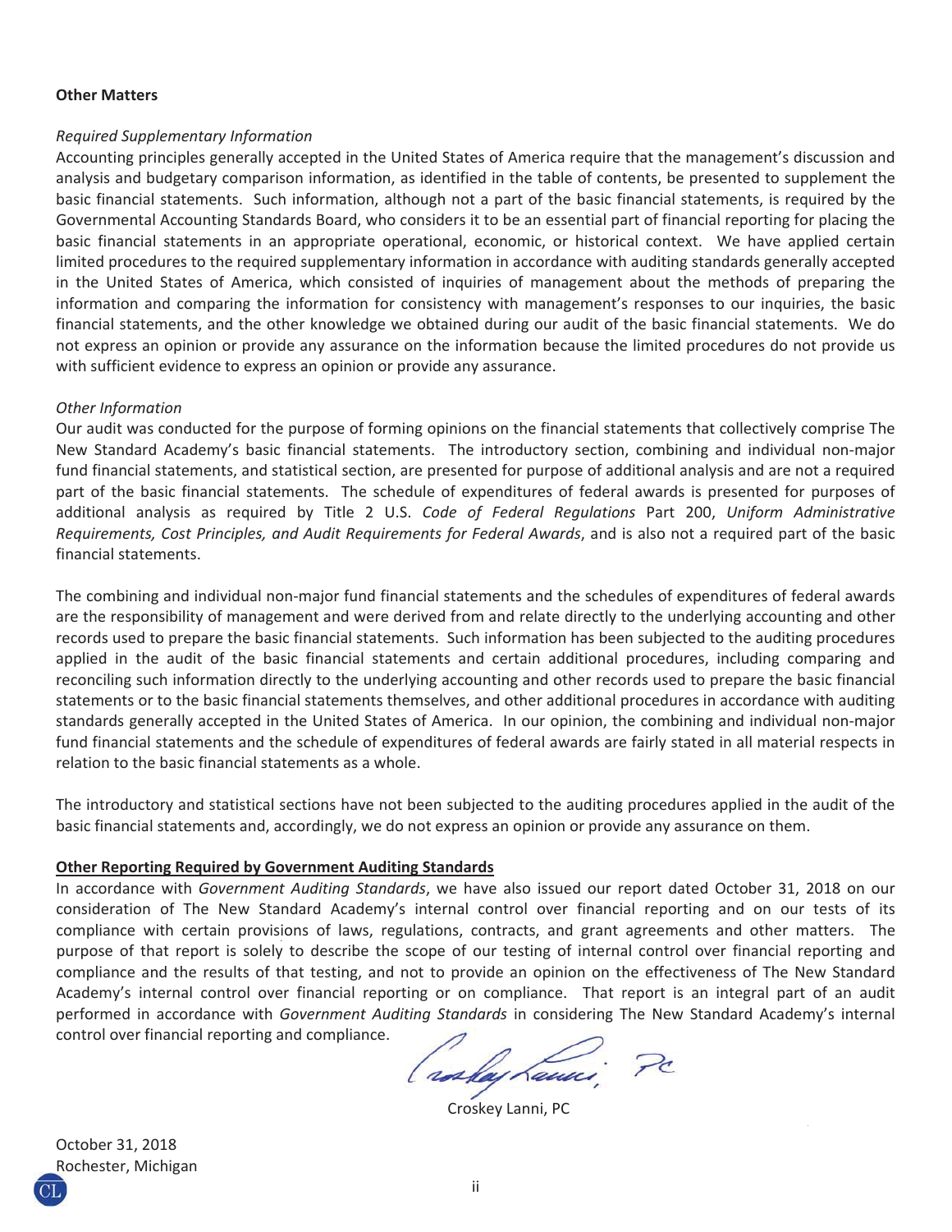**Other Matters**

*Required Supplementary Information*

Accounting principles generally accepted in the United States of America require that the management's discussion and analysis and budgetary comparison information, as identified in the table of contents, be presented to supplement the basic financial statements. Such information, although not a part of the basic financial statements, is required by the Governmental Accounting Standards Board, who considers it to be an essential part of financial reporting for placing the basic financial statements in an appropriate operational, economic, or historical context. We have applied certain limited procedures to the required supplementary information in accordance with auditing standards generally accepted in the United States of America, which consisted of inquiries of management about the methods of preparing the information and comparing the information for consistency with management's responses to our inquiries, the basic financial statements, and the other knowledge we obtained during our audit of the basic financial statements. We do not express an opinion or provide any assurance on the information because the limited procedures do not provide us with sufficient evidence to express an opinion or provide any assurance.

*Other Information*

Our audit was conducted for the purpose of forming opinions on the financial statements that collectively comprise The New Standard Academy's basic financial statements. The introductory section, combining and individual non-major fund financial statements, and statistical section, are presented for purpose of additional analysis and are not a required part of the basic financial statements. The schedule of expenditures of federal awards is presented for purposes of additional analysis as required by Title 2 U.S. *Code of Federal Regulations* Part 200, *Uniform Administrative Requirements, Cost Principles, and Audit Requirements for Federal Awards*, and is also not a required part of the basic financial statements.

The combining and individual non-major fund financial statements and the schedules of expenditures of federal awards are the responsibility of management and were derived from and relate directly to the underlying accounting and other records used to prepare the basic financial statements. Such information has been subjected to the auditing procedures applied in the audit of the basic financial statements and certain additional procedures, including comparing and reconciling such information directly to the underlying accounting and other records used to prepare the basic financial statements or to the basic financial statements themselves, and other additional procedures in accordance with auditing standards generally accepted in the United States of America. In our opinion, the combining and individual non-major fund financial statements and the schedule of expenditures of federal awards are fairly stated in all material respects in relation to the basic financial statements as a whole.

The introductory and statistical sections have not been subjected to the auditing procedures applied in the audit of the basic financial statements and, accordingly, we do not express an opinion or provide any assurance on them.

**Other Reporting Required by Government Auditing Standards**

In accordance with *Government Auditing Standards*, we have also issued our report dated October 31, 2018 on our consideration of The New Standard Academy's internal control over financial reporting and on our tests of its compliance with certain provisions of laws, regulations, contracts, and grant agreements and other matters. The purpose of that report is solely to describe the scope of our testing of internal control over financial reporting and compliance and the results of that testing, and not to provide an opinion on the effectiveness of The New Standard Academy's internal control over financial reporting or on compliance. That report is an integral part of an audit performed in accordance with *Government Auditing Standards* in considering The New Standard Academy's internal control over financial reporting and compliance.

Croskey Lanni, PC

October 31, 2018
Rochester, Michigan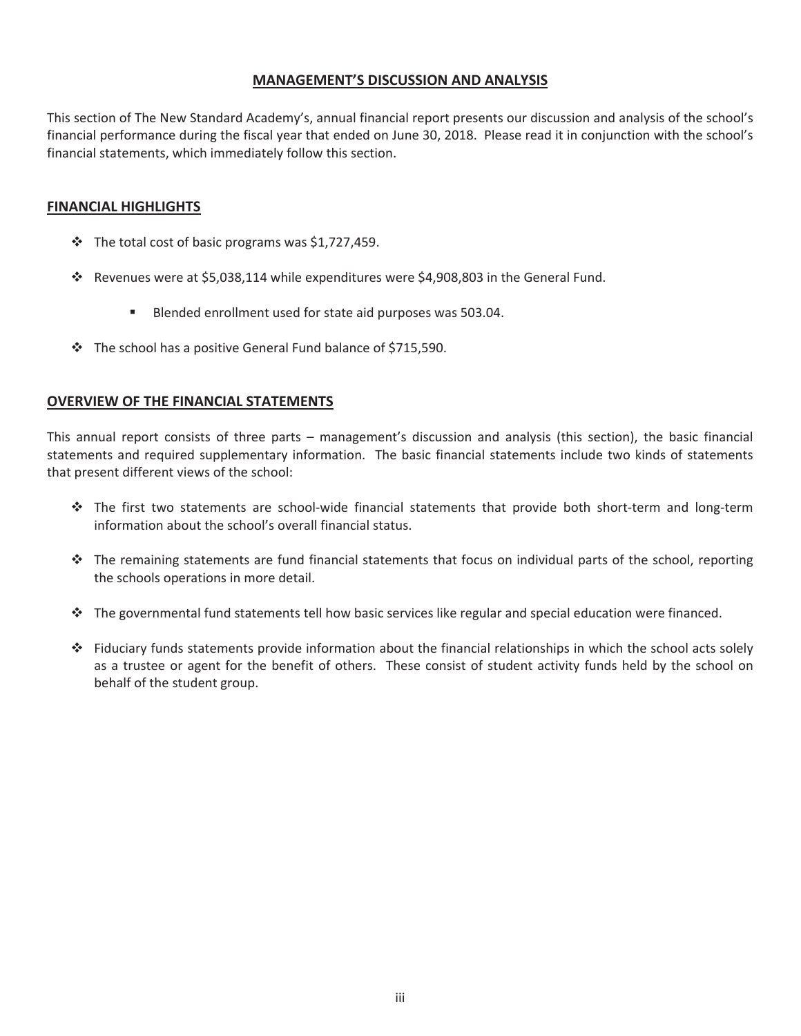# MANAGEMENT'S DISCUSSION AND ANALYSIS

This section of The New Standard Academy's, annual financial report presents our discussion and analysis of the school's financial performance during the fiscal year that ended on June 30, 2018. Please read it in conjunction with the school's financial statements, which immediately follow this section.

## FINANCIAL HIGHLIGHTS

- The total cost of basic programs was $1,727,459.
- Revenues were at $5,038,114 while expenditures were $4,908,803 in the General Fund.
  - Blended enrollment used for state aid purposes was 503.04.
- The school has a positive General Fund balance of $715,590.

## OVERVIEW OF THE FINANCIAL STATEMENTS

This annual report consists of three parts – management's discussion and analysis (this section), the basic financial statements and required supplementary information. The basic financial statements include two kinds of statements that present different views of the school:

- The first two statements are school-wide financial statements that provide both short-term and long-term information about the school's overall financial status.
- The remaining statements are fund financial statements that focus on individual parts of the school, reporting the schools operations in more detail.
- The governmental fund statements tell how basic services like regular and special education were financed.
- Fiduciary funds statements provide information about the financial relationships in which the school acts solely as a trustee or agent for the benefit of others. These consist of student activity funds held by the school on behalf of the student group.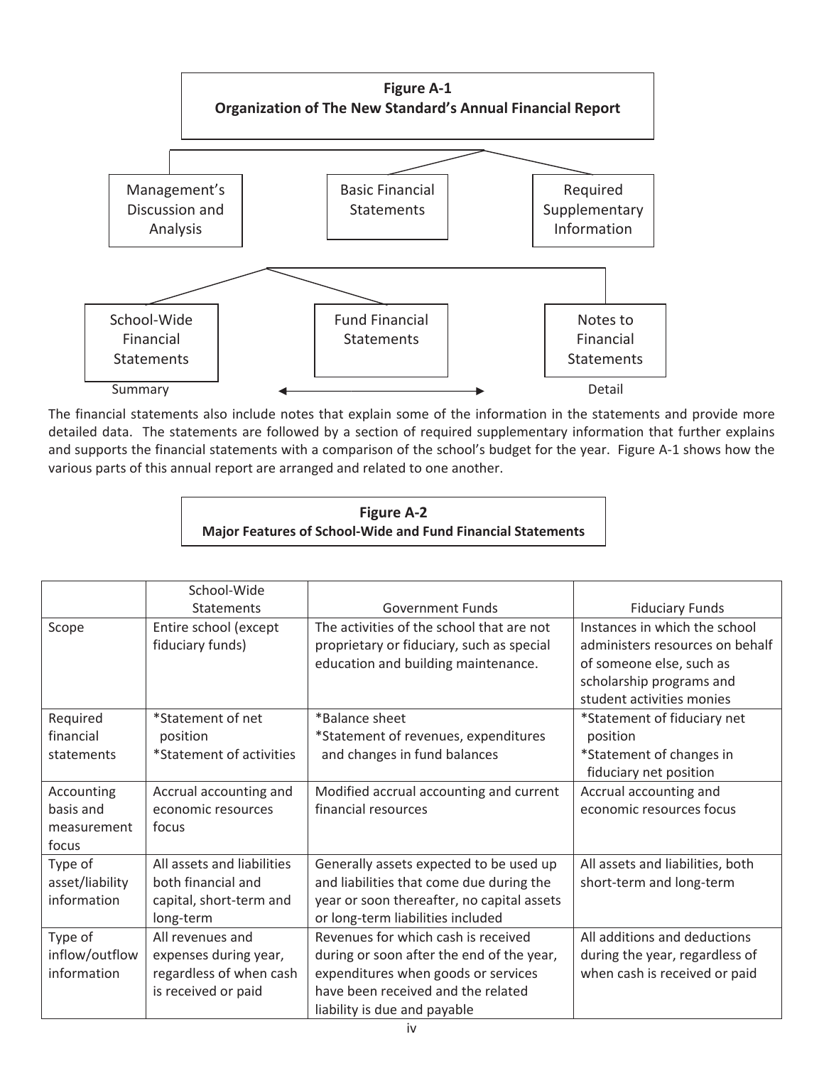**Figure A-1**
**Organization of The New Standard's Annual Financial Report**

Management's Discussion and Analysis

Basic Financial Statements

Required Supplementary Information

School-Wide Financial Statements

Fund Financial Statements

Notes to Financial Statements

Summary ←→ Detail

The financial statements also include notes that explain some of the information in the statements and provide more detailed data. The statements are followed by a section of required supplementary information that further explains and supports the financial statements with a comparison of the school's budget for the year. Figure A-1 shows how the various parts of this annual report are arranged and related to one another.

**Figure A-2**
**Major Features of School-Wide and Fund Financial Statements**

| | School-Wide Statements | Government Funds | Fiduciary Funds |
|---|---|---|---|
| Scope | Entire school (except fiduciary funds) | The activities of the school that are not proprietary or fiduciary, such as special education and building maintenance. | Instances in which the school administers resources on behalf of someone else, such as scholarship programs and student activities monies |
| Required financial statements | *Statement of net position<br>*Statement of activities | *Balance sheet<br>*Statement of revenues, expenditures and changes in fund balances | *Statement of fiduciary net position<br>*Statement of changes in fiduciary net position |
| Accounting basis and measurement focus | Accrual accounting and economic resources focus | Modified accrual accounting and current financial resources | Accrual accounting and economic resources focus |
| Type of asset/liability information | All assets and liabilities both financial and capital, short-term and long-term | Generally assets expected to be used up and liabilities that come due during the year or soon thereafter, no capital assets or long-term liabilities included | All assets and liabilities, both short-term and long-term |
| Type of inflow/outflow information | All revenues and expenses during year, regardless of when cash is received or paid | Revenues for which cash is received during or soon after the end of the year, expenditures when goods or services have been received and the related liability is due and payable | All additions and deductions during the year, regardless of when cash is received or paid |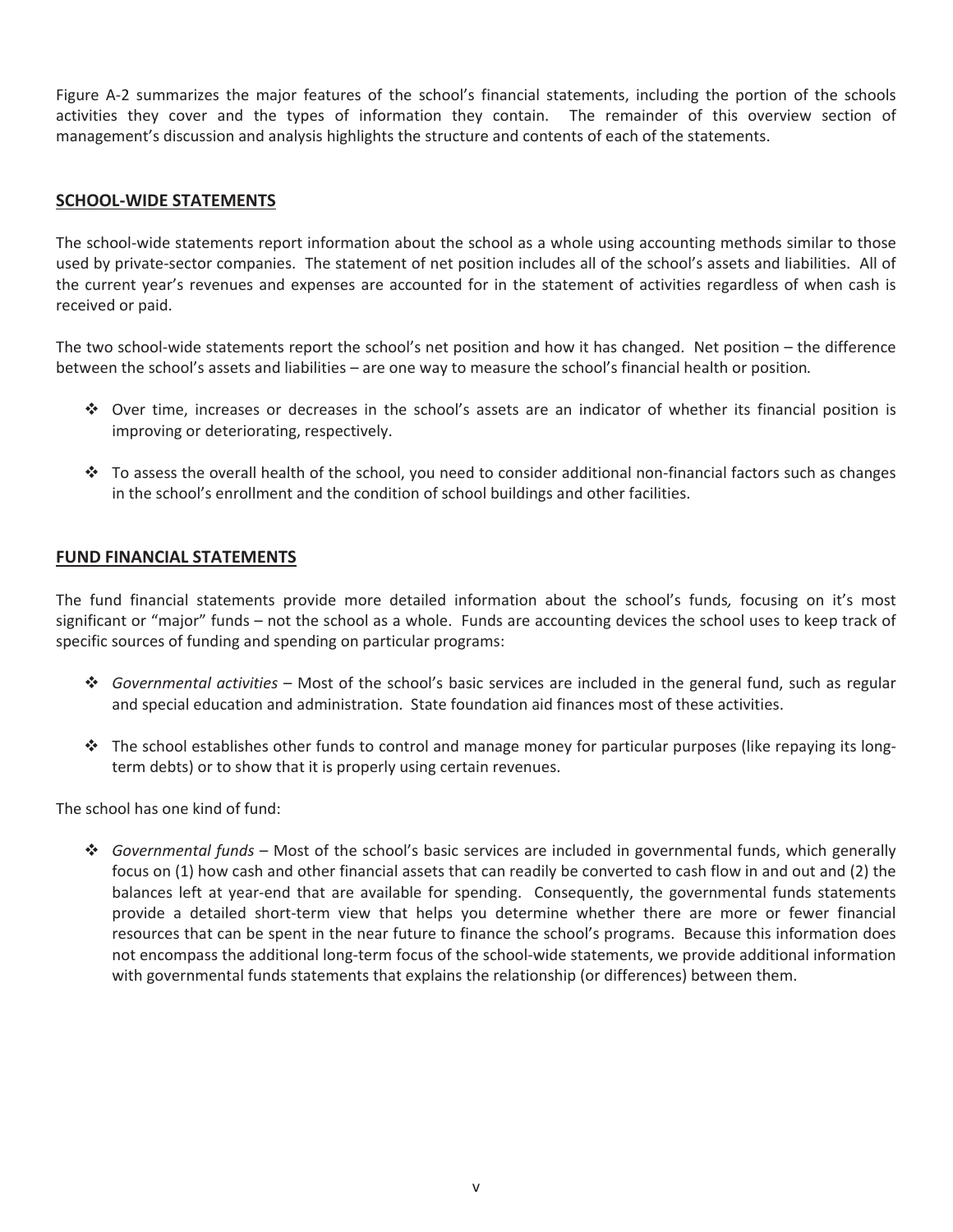Figure A-2 summarizes the major features of the school's financial statements, including the portion of the schools activities they cover and the types of information they contain. The remainder of this overview section of management's discussion and analysis highlights the structure and contents of each of the statements.

## SCHOOL-WIDE STATEMENTS

The school-wide statements report information about the school as a whole using accounting methods similar to those used by private-sector companies. The statement of net position includes all of the school's assets and liabilities. All of the current year's revenues and expenses are accounted for in the statement of activities regardless of when cash is received or paid.

The two school-wide statements report the school's net position and how it has changed. Net position – the difference between the school's assets and liabilities – are one way to measure the school's financial health or position.

- Over time, increases or decreases in the school's assets are an indicator of whether its financial position is improving or deteriorating, respectively.
- To assess the overall health of the school, you need to consider additional non-financial factors such as changes in the school's enrollment and the condition of school buildings and other facilities.

## FUND FINANCIAL STATEMENTS

The fund financial statements provide more detailed information about the school's funds, focusing on it's most significant or "major" funds – not the school as a whole. Funds are accounting devices the school uses to keep track of specific sources of funding and spending on particular programs:

- *Governmental activities* – Most of the school's basic services are included in the general fund, such as regular and special education and administration. State foundation aid finances most of these activities.
- The school establishes other funds to control and manage money for particular purposes (like repaying its long-term debts) or to show that it is properly using certain revenues.

The school has one kind of fund:

- *Governmental funds* – Most of the school's basic services are included in governmental funds, which generally focus on (1) how cash and other financial assets that can readily be converted to cash flow in and out and (2) the balances left at year-end that are available for spending. Consequently, the governmental funds statements provide a detailed short-term view that helps you determine whether there are more or fewer financial resources that can be spent in the near future to finance the school's programs. Because this information does not encompass the additional long-term focus of the school-wide statements, we provide additional information with governmental funds statements that explains the relationship (or differences) between them.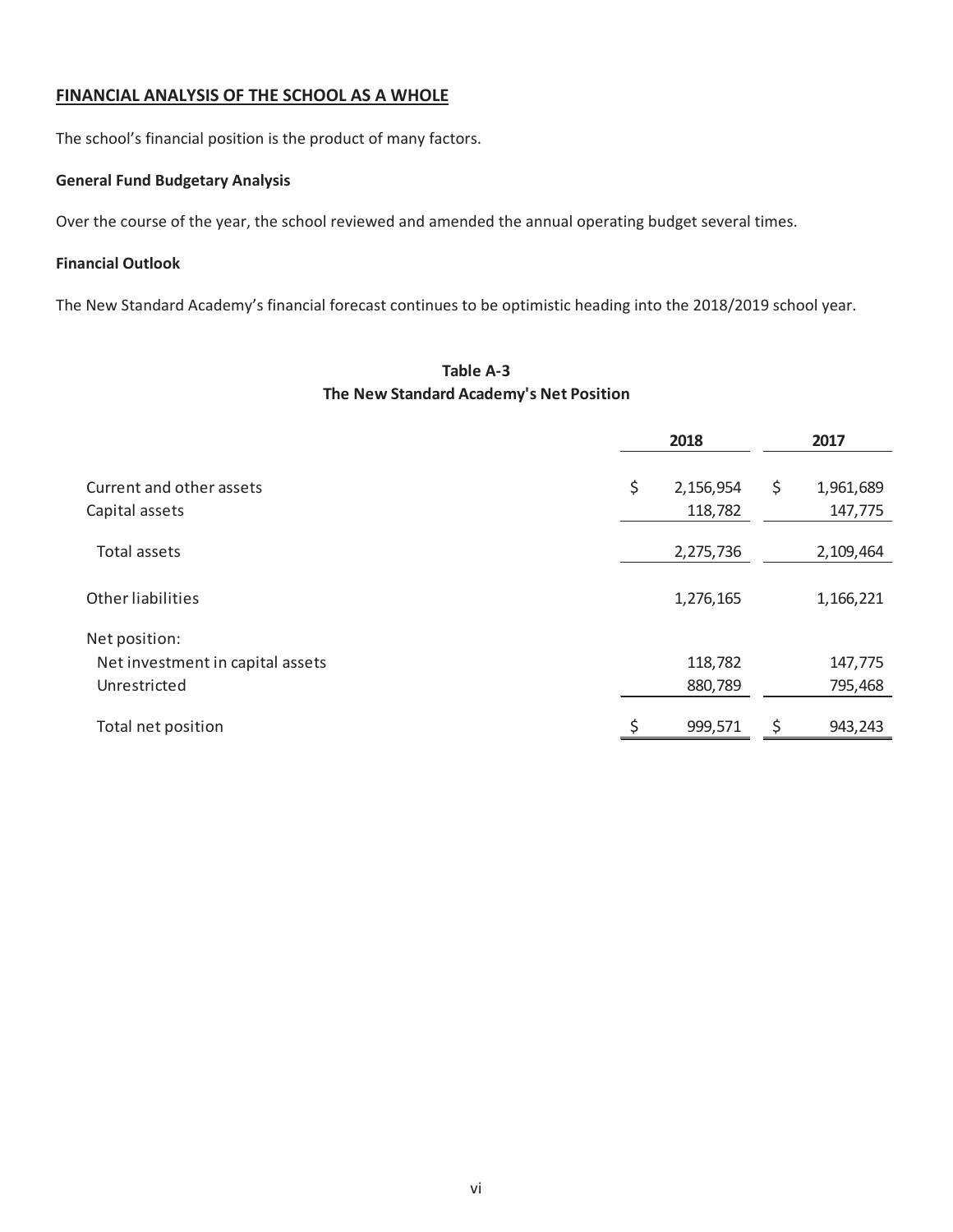## FINANCIAL ANALYSIS OF THE SCHOOL AS A WHOLE

The school's financial position is the product of many factors.

### General Fund Budgetary Analysis

Over the course of the year, the school reviewed and amended the annual operating budget several times.

### Financial Outlook

The New Standard Academy's financial forecast continues to be optimistic heading into the 2018/2019 school year.

**Table A-3**
**The New Standard Academy's Net Position**

| | 2018 | 2017 |
|---|---|---|
| Current and other assets | $ 2,156,954 | $ 1,961,689 |
| Capital assets | 118,782 | 147,775 |
| Total assets | 2,275,736 | 2,109,464 |
| Other liabilities | 1,276,165 | 1,166,221 |
| Net position: | | |
| Net investment in capital assets | 118,782 | 147,775 |
| Unrestricted | 880,789 | 795,468 |
| Total net position | $ 999,571 | $ 943,243 |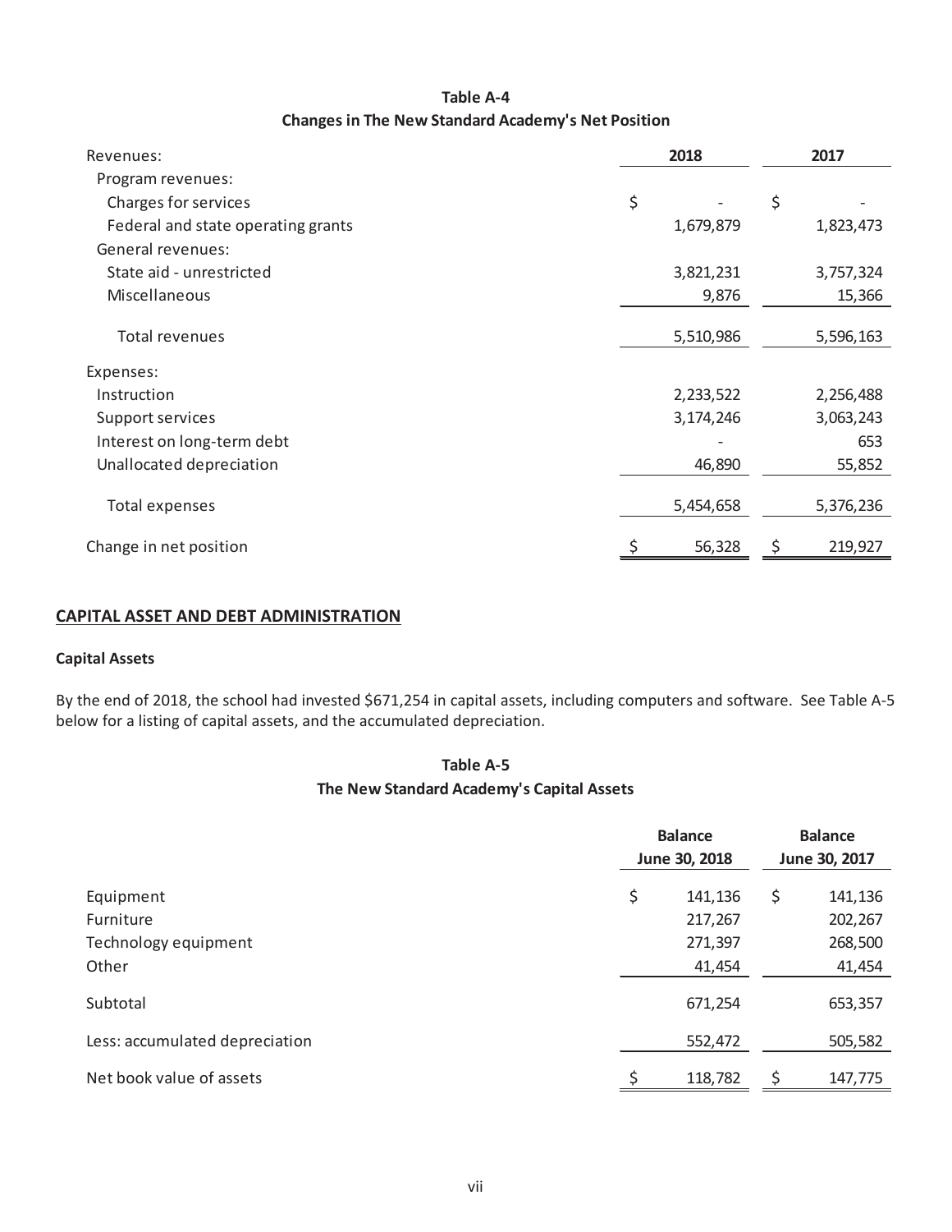**Table A-4**
**Changes in The New Standard Academy's Net Position**

| | 2018 | 2017 |
|---|---|---|
| Revenues: | | |
| Program revenues: | | |
| Charges for services | $ - | $ - |
| Federal and state operating grants | 1,679,879 | 1,823,473 |
| General revenues: | | |
| State aid - unrestricted | 3,821,231 | 3,757,324 |
| Miscellaneous | 9,876 | 15,366 |
| Total revenues | 5,510,986 | 5,596,163 |
| Expenses: | | |
| Instruction | 2,233,522 | 2,256,488 |
| Support services | 3,174,246 | 3,063,243 |
| Interest on long-term debt | - | 653 |
| Unallocated depreciation | 46,890 | 55,852 |
| Total expenses | 5,454,658 | 5,376,236 |
| Change in net position | $ 56,328 | $ 219,927 |

## CAPITAL ASSET AND DEBT ADMINISTRATION

### Capital Assets

By the end of 2018, the school had invested $671,254 in capital assets, including computers and software. See Table A-5 below for a listing of capital assets, and the accumulated depreciation.

**Table A-5**
**The New Standard Academy's Capital Assets**

| | Balance June 30, 2018 | Balance June 30, 2017 |
|---|---|---|
| Equipment | $ 141,136 | $ 141,136 |
| Furniture | 217,267 | 202,267 |
| Technology equipment | 271,397 | 268,500 |
| Other | 41,454 | 41,454 |
| Subtotal | 671,254 | 653,357 |
| Less: accumulated depreciation | 552,472 | 505,582 |
| Net book value of assets | $ 118,782 | $ 147,775 |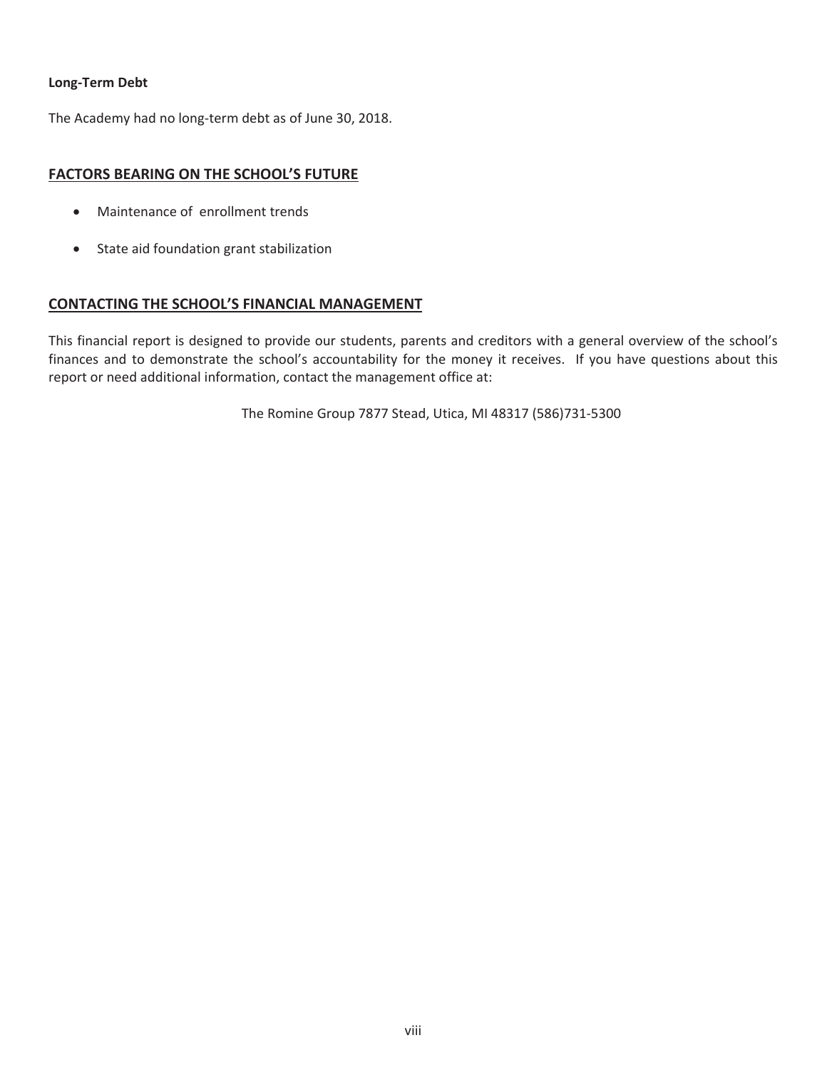**Long-Term Debt**

The Academy had no long-term debt as of June 30, 2018.

## FACTORS BEARING ON THE SCHOOL'S FUTURE

- Maintenance of enrollment trends
- State aid foundation grant stabilization

## CONTACTING THE SCHOOL'S FINANCIAL MANAGEMENT

This financial report is designed to provide our students, parents and creditors with a general overview of the school's finances and to demonstrate the school's accountability for the money it receives. If you have questions about this report or need additional information, contact the management office at:

The Romine Group 7877 Stead, Utica, MI 48317 (586)731-5300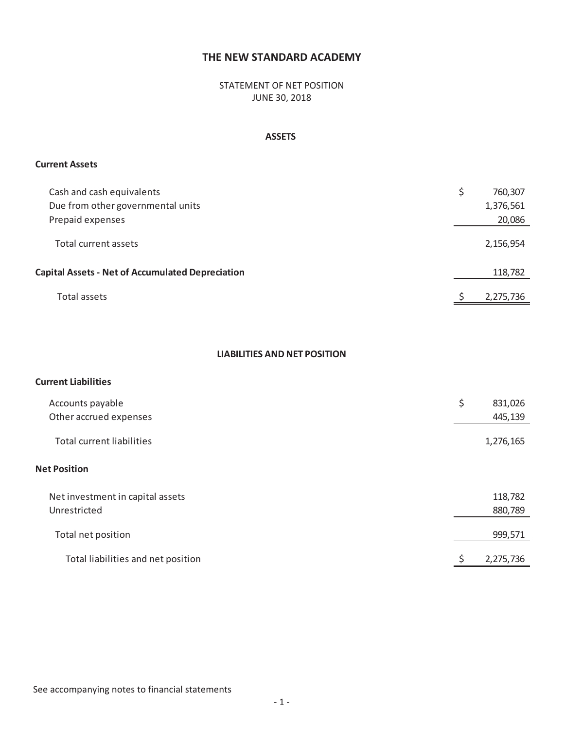# THE NEW STANDARD ACADEMY

STATEMENT OF NET POSITION
JUNE 30, 2018

## ASSETS

| | |
|---|---|
| **Current Assets** | |
| Cash and cash equivalents | $ 760,307 |
| Due from other governmental units | 1,376,561 |
| Prepaid expenses | 20,086 |
| Total current assets | 2,156,954 |
| **Capital Assets - Net of Accumulated Depreciation** | 118,782 |
| Total assets | $ 2,275,736 |

## LIABILITIES AND NET POSITION

| | |
|---|---|
| **Current Liabilities** | |
| Accounts payable | $ 831,026 |
| Other accrued expenses | 445,139 |
| Total current liabilities | 1,276,165 |
| **Net Position** | |
| Net investment in capital assets | 118,782 |
| Unrestricted | 880,789 |
| Total net position | 999,571 |
| Total liabilities and net position | $ 2,275,736 |

See accompanying notes to financial statements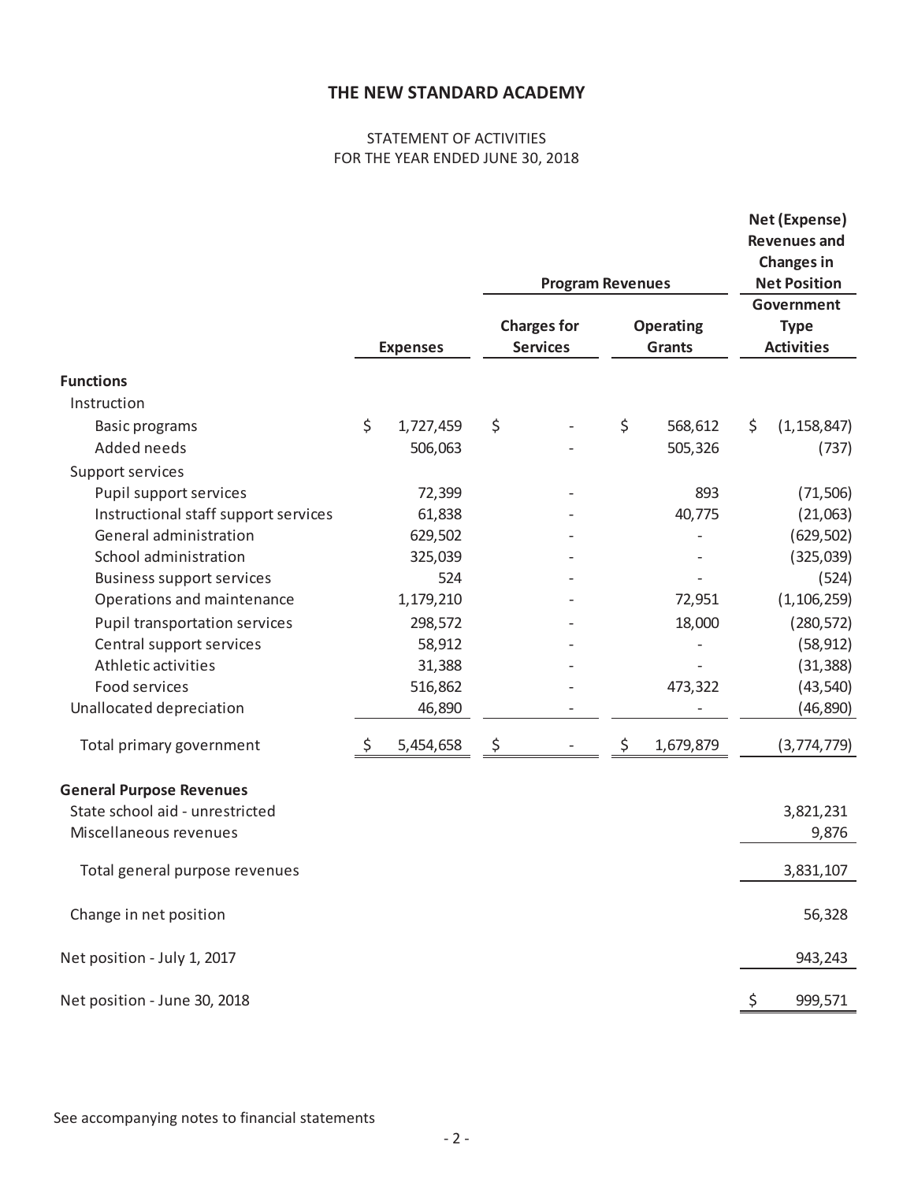# THE NEW STANDARD ACADEMY

STATEMENT OF ACTIVITIES
FOR THE YEAR ENDED JUNE 30, 2018

| | | Program Revenues | | Net (Expense) Revenues and Changes in Net Position |
|---|---|---|---|---|
| | Expenses | Charges for Services | Operating Grants | Government Type Activities |
| **Functions** | | | | |
| Instruction | | | | |
| Basic programs | $ 1,727,459 | $ - | $ 568,612 | $ (1,158,847) |
| Added needs | 506,063 | - | 505,326 | (737) |
| Support services | | | | |
| Pupil support services | 72,399 | - | 893 | (71,506) |
| Instructional staff support services | 61,838 | - | 40,775 | (21,063) |
| General administration | 629,502 | - | - | (629,502) |
| School administration | 325,039 | - | - | (325,039) |
| Business support services | 524 | - | - | (524) |
| Operations and maintenance | 1,179,210 | - | 72,951 | (1,106,259) |
| Pupil transportation services | 298,572 | - | 18,000 | (280,572) |
| Central support services | 58,912 | - | - | (58,912) |
| Athletic activities | 31,388 | - | - | (31,388) |
| Food services | 516,862 | - | 473,322 | (43,540) |
| Unallocated depreciation | 46,890 | - | - | (46,890) |
| Total primary government | $ 5,454,658 | $ - | $ 1,679,879 | (3,774,779) |
| **General Purpose Revenues** | | | | |
| State school aid - unrestricted | | | | 3,821,231 |
| Miscellaneous revenues | | | | 9,876 |
| Total general purpose revenues | | | | 3,831,107 |
| Change in net position | | | | 56,328 |
| Net position - July 1, 2017 | | | | 943,243 |
| Net position - June 30, 2018 | | | | $ 999,571 |

See accompanying notes to financial statements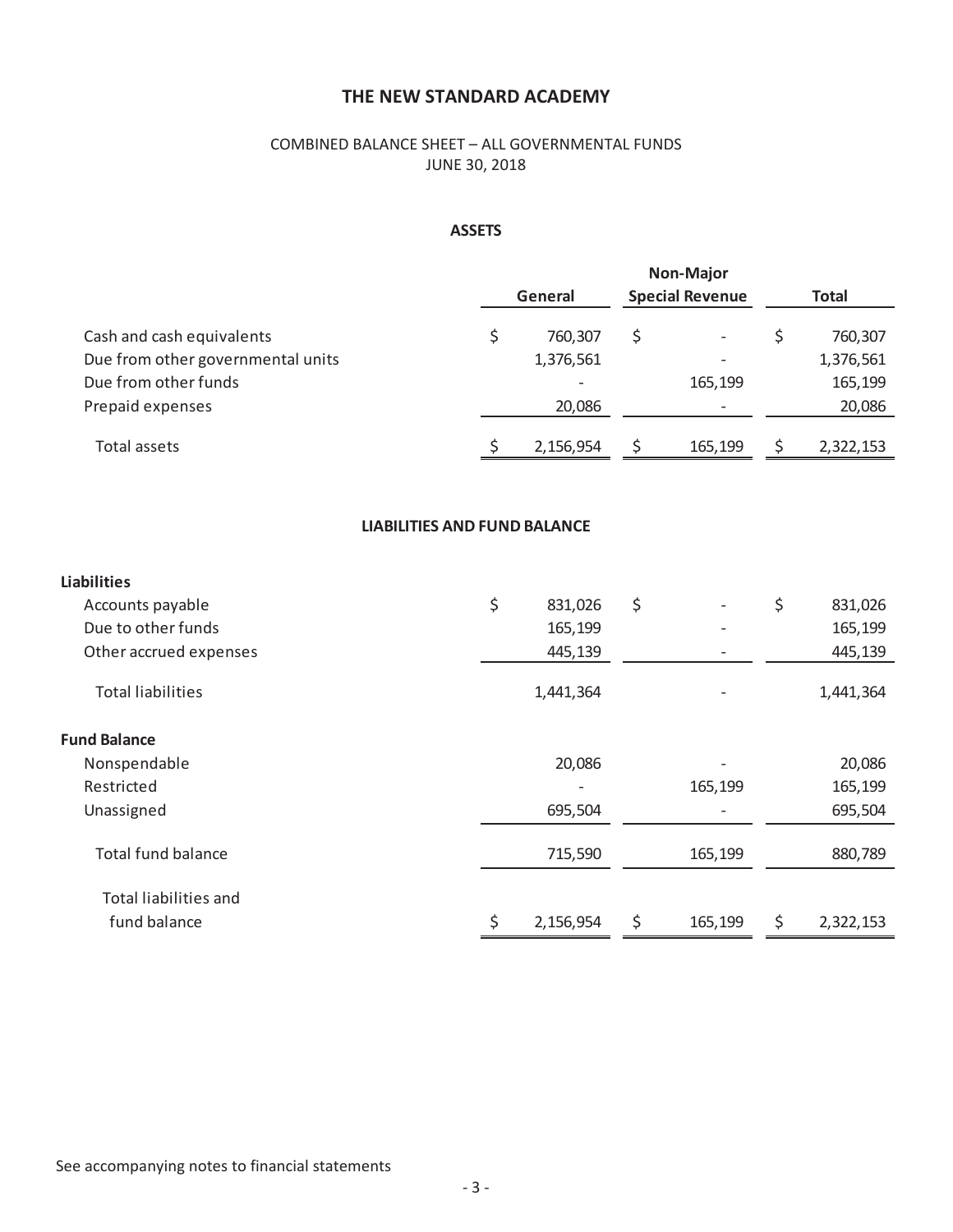# THE NEW STANDARD ACADEMY

COMBINED BALANCE SHEET – ALL GOVERNMENTAL FUNDS
JUNE 30, 2018

## ASSETS

| | General | Non-Major Special Revenue | Total |
|---|---|---|---|
| Cash and cash equivalents | $ 760,307 | $ - | $ 760,307 |
| Due from other governmental units | 1,376,561 | - | 1,376,561 |
| Due from other funds | - | 165,199 | 165,199 |
| Prepaid expenses | 20,086 | - | 20,086 |
| Total assets | $ 2,156,954 | $ 165,199 | $ 2,322,153 |

## LIABILITIES AND FUND BALANCE

| | General | Non-Major Special Revenue | Total |
|---|---|---|---|
| **Liabilities** | | | |
| Accounts payable | $ 831,026 | $ - | $ 831,026 |
| Due to other funds | 165,199 | - | 165,199 |
| Other accrued expenses | 445,139 | - | 445,139 |
| Total liabilities | 1,441,364 | - | 1,441,364 |
| **Fund Balance** | | | |
| Nonspendable | 20,086 | - | 20,086 |
| Restricted | - | 165,199 | 165,199 |
| Unassigned | 695,504 | - | 695,504 |
| Total fund balance | 715,590 | 165,199 | 880,789 |
| Total liabilities and fund balance | $ 2,156,954 | $ 165,199 | $ 2,322,153 |

See accompanying notes to financial statements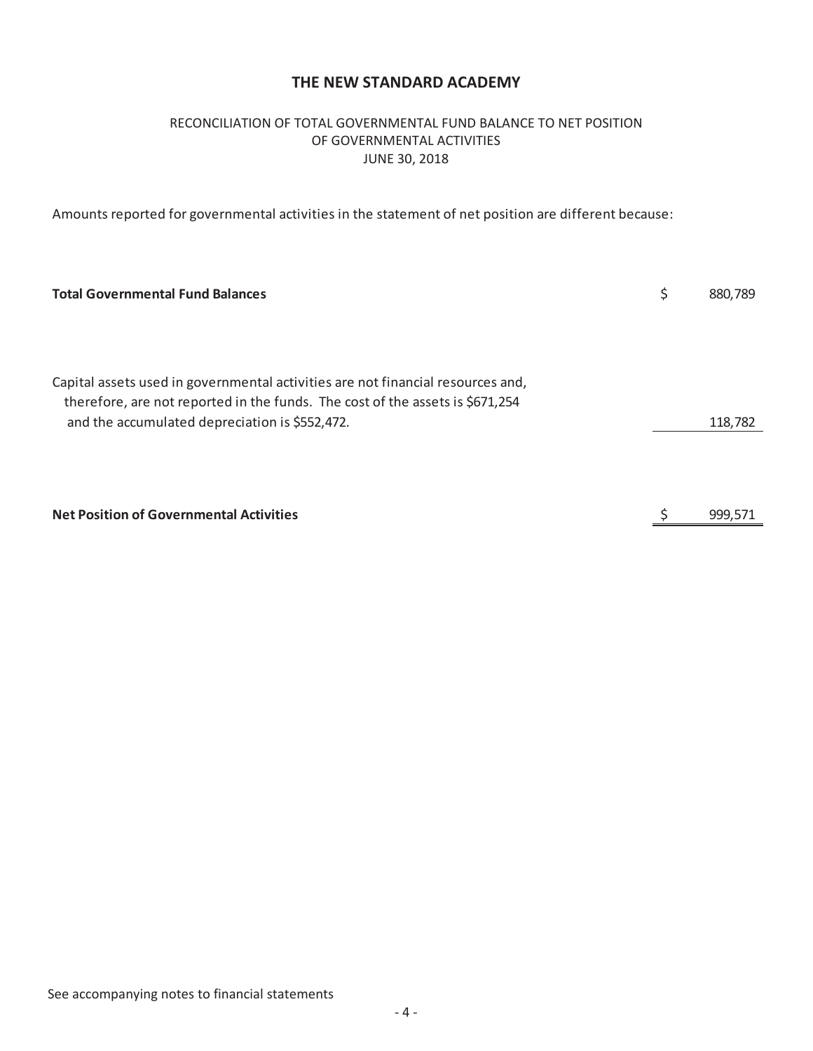# THE NEW STANDARD ACADEMY

RECONCILIATION OF TOTAL GOVERNMENTAL FUND BALANCE TO NET POSITION
OF GOVERNMENTAL ACTIVITIES
JUNE 30, 2018

Amounts reported for governmental activities in the statement of net position are different because:

| | | |
|---|---|---|
| **Total Governmental Fund Balances** | $ | 880,789 |
| Capital assets used in governmental activities are not financial resources and, therefore, are not reported in the funds. The cost of the assets is $671,254 and the accumulated depreciation is $552,472. | | 118,782 |
| **Net Position of Governmental Activities** | $ | 999,571 |

See accompanying notes to financial statements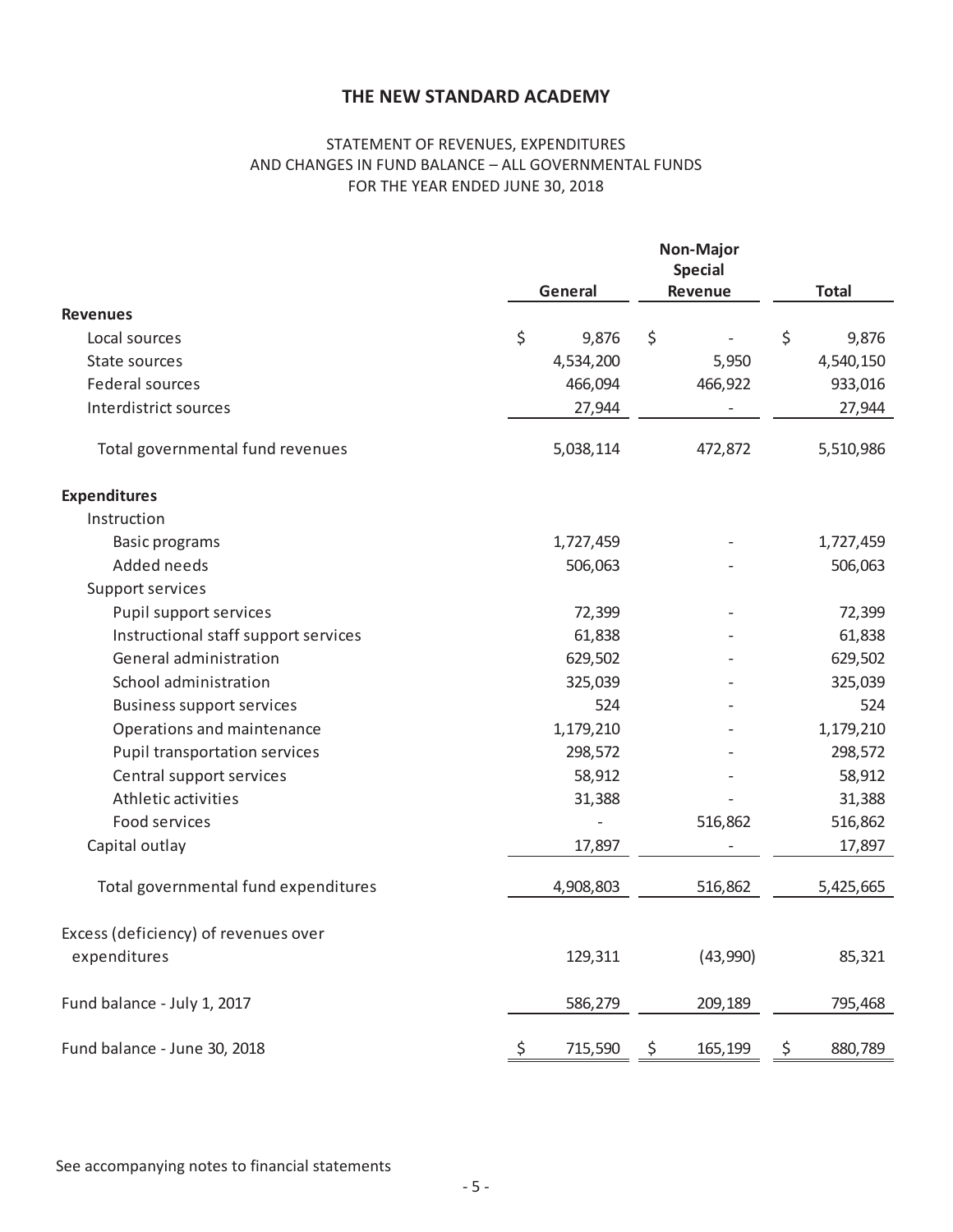# THE NEW STANDARD ACADEMY

STATEMENT OF REVENUES, EXPENDITURES AND CHANGES IN FUND BALANCE – ALL GOVERNMENTAL FUNDS FOR THE YEAR ENDED JUNE 30, 2018

| | General | Non-Major Special Revenue | Total |
|---|---|---|---|
| **Revenues** | | | |
| Local sources | $ 9,876 | $ - | $ 9,876 |
| State sources | 4,534,200 | 5,950 | 4,540,150 |
| Federal sources | 466,094 | 466,922 | 933,016 |
| Interdistrict sources | 27,944 | - | 27,944 |
| Total governmental fund revenues | 5,038,114 | 472,872 | 5,510,986 |
| **Expenditures** | | | |
| Instruction | | | |
| Basic programs | 1,727,459 | - | 1,727,459 |
| Added needs | 506,063 | - | 506,063 |
| Support services | | | |
| Pupil support services | 72,399 | - | 72,399 |
| Instructional staff support services | 61,838 | - | 61,838 |
| General administration | 629,502 | - | 629,502 |
| School administration | 325,039 | - | 325,039 |
| Business support services | 524 | - | 524 |
| Operations and maintenance | 1,179,210 | - | 1,179,210 |
| Pupil transportation services | 298,572 | - | 298,572 |
| Central support services | 58,912 | - | 58,912 |
| Athletic activities | 31,388 | - | 31,388 |
| Food services | - | 516,862 | 516,862 |
| Capital outlay | 17,897 | - | 17,897 |
| Total governmental fund expenditures | 4,908,803 | 516,862 | 5,425,665 |
| Excess (deficiency) of revenues over expenditures | 129,311 | (43,990) | 85,321 |
| Fund balance - July 1, 2017 | 586,279 | 209,189 | 795,468 |
| Fund balance - June 30, 2018 | $ 715,590 | $ 165,199 | $ 880,789 |

See accompanying notes to financial statements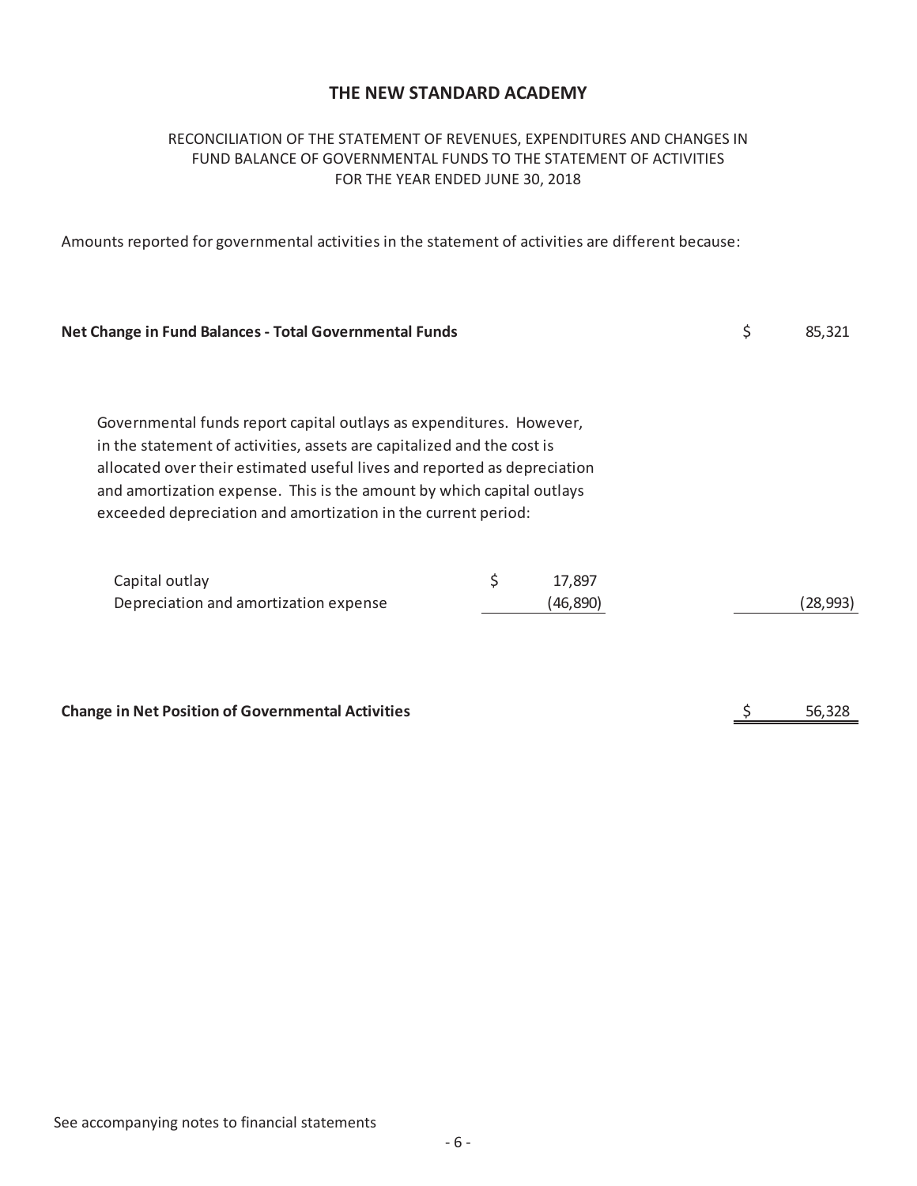# THE NEW STANDARD ACADEMY

RECONCILIATION OF THE STATEMENT OF REVENUES, EXPENDITURES AND CHANGES IN FUND BALANCE OF GOVERNMENTAL FUNDS TO THE STATEMENT OF ACTIVITIES
FOR THE YEAR ENDED JUNE 30, 2018

Amounts reported for governmental activities in the statement of activities are different because:

| | | |
|---|---|---|
| **Net Change in Fund Balances - Total Governmental Funds** | | $ 85,321 |
| Governmental funds report capital outlays as expenditures. However, in the statement of activities, assets are capitalized and the cost is allocated over their estimated useful lives and reported as depreciation and amortization expense. This is the amount by which capital outlays exceeded depreciation and amortization in the current period: | | |
| Capital outlay | $ 17,897 | |
| Depreciation and amortization expense | (46,890) | (28,993) |
| **Change in Net Position of Governmental Activities** | | $ 56,328 |

See accompanying notes to financial statements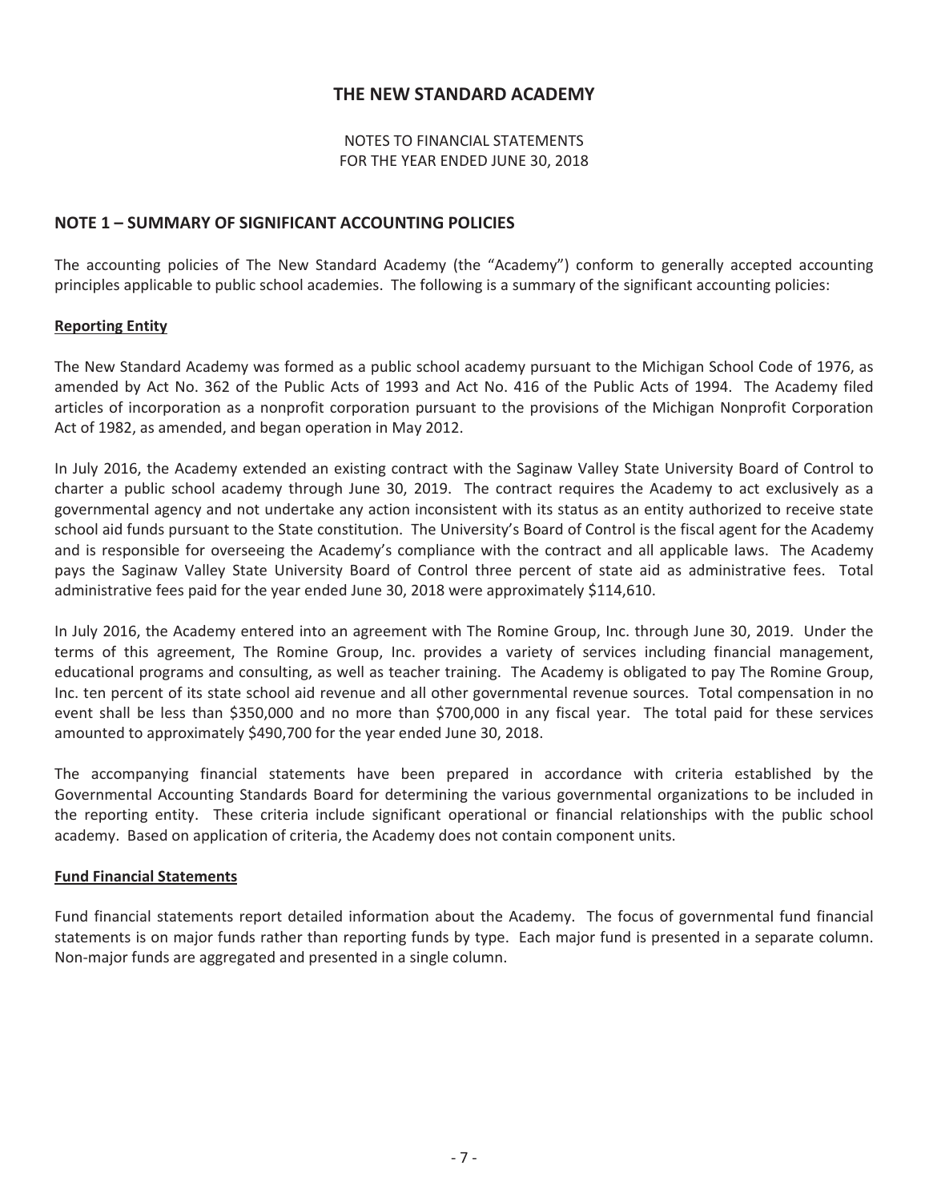# THE NEW STANDARD ACADEMY

NOTES TO FINANCIAL STATEMENTS
FOR THE YEAR ENDED JUNE 30, 2018

## NOTE 1 – SUMMARY OF SIGNIFICANT ACCOUNTING POLICIES

The accounting policies of The New Standard Academy (the "Academy") conform to generally accepted accounting principles applicable to public school academies. The following is a summary of the significant accounting policies:

### Reporting Entity

The New Standard Academy was formed as a public school academy pursuant to the Michigan School Code of 1976, as amended by Act No. 362 of the Public Acts of 1993 and Act No. 416 of the Public Acts of 1994. The Academy filed articles of incorporation as a nonprofit corporation pursuant to the provisions of the Michigan Nonprofit Corporation Act of 1982, as amended, and began operation in May 2012.

In July 2016, the Academy extended an existing contract with the Saginaw Valley State University Board of Control to charter a public school academy through June 30, 2019. The contract requires the Academy to act exclusively as a governmental agency and not undertake any action inconsistent with its status as an entity authorized to receive state school aid funds pursuant to the State constitution. The University's Board of Control is the fiscal agent for the Academy and is responsible for overseeing the Academy's compliance with the contract and all applicable laws. The Academy pays the Saginaw Valley State University Board of Control three percent of state aid as administrative fees. Total administrative fees paid for the year ended June 30, 2018 were approximately $114,610.

In July 2016, the Academy entered into an agreement with The Romine Group, Inc. through June 30, 2019. Under the terms of this agreement, The Romine Group, Inc. provides a variety of services including financial management, educational programs and consulting, as well as teacher training. The Academy is obligated to pay The Romine Group, Inc. ten percent of its state school aid revenue and all other governmental revenue sources. Total compensation in no event shall be less than $350,000 and no more than $700,000 in any fiscal year. The total paid for these services amounted to approximately $490,700 for the year ended June 30, 2018.

The accompanying financial statements have been prepared in accordance with criteria established by the Governmental Accounting Standards Board for determining the various governmental organizations to be included in the reporting entity. These criteria include significant operational or financial relationships with the public school academy. Based on application of criteria, the Academy does not contain component units.

### Fund Financial Statements

Fund financial statements report detailed information about the Academy. The focus of governmental fund financial statements is on major funds rather than reporting funds by type. Each major fund is presented in a separate column. Non-major funds are aggregated and presented in a single column.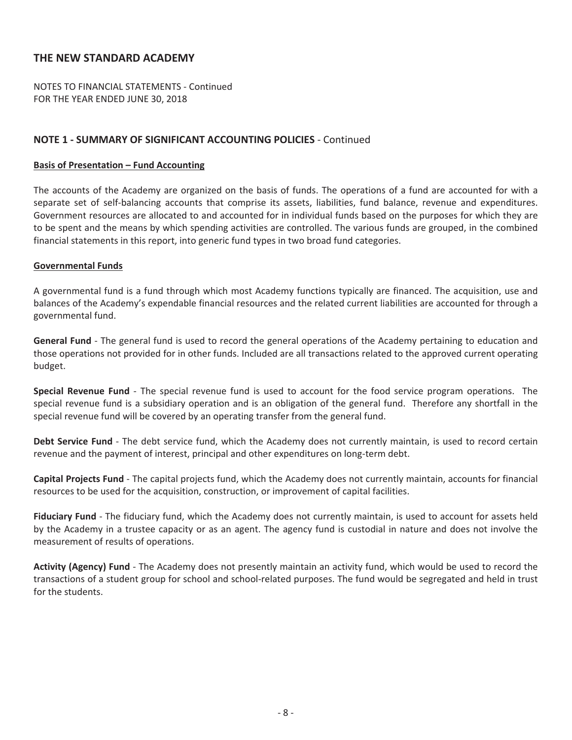## THE NEW STANDARD ACADEMY

NOTES TO FINANCIAL STATEMENTS - Continued
FOR THE YEAR ENDED JUNE 30, 2018

### NOTE 1 - SUMMARY OF SIGNIFICANT ACCOUNTING POLICIES - Continued

**Basis of Presentation – Fund Accounting**

The accounts of the Academy are organized on the basis of funds. The operations of a fund are accounted for with a separate set of self-balancing accounts that comprise its assets, liabilities, fund balance, revenue and expenditures. Government resources are allocated to and accounted for in individual funds based on the purposes for which they are to be spent and the means by which spending activities are controlled. The various funds are grouped, in the combined financial statements in this report, into generic fund types in two broad fund categories.

**Governmental Funds**

A governmental fund is a fund through which most Academy functions typically are financed. The acquisition, use and balances of the Academy's expendable financial resources and the related current liabilities are accounted for through a governmental fund.

**General Fund** - The general fund is used to record the general operations of the Academy pertaining to education and those operations not provided for in other funds. Included are all transactions related to the approved current operating budget.

**Special Revenue Fund** - The special revenue fund is used to account for the food service program operations. The special revenue fund is a subsidiary operation and is an obligation of the general fund. Therefore any shortfall in the special revenue fund will be covered by an operating transfer from the general fund.

**Debt Service Fund** - The debt service fund, which the Academy does not currently maintain, is used to record certain revenue and the payment of interest, principal and other expenditures on long-term debt.

**Capital Projects Fund** - The capital projects fund, which the Academy does not currently maintain, accounts for financial resources to be used for the acquisition, construction, or improvement of capital facilities.

**Fiduciary Fund** - The fiduciary fund, which the Academy does not currently maintain, is used to account for assets held by the Academy in a trustee capacity or as an agent. The agency fund is custodial in nature and does not involve the measurement of results of operations.

**Activity (Agency) Fund** - The Academy does not presently maintain an activity fund, which would be used to record the transactions of a student group for school and school-related purposes. The fund would be segregated and held in trust for the students.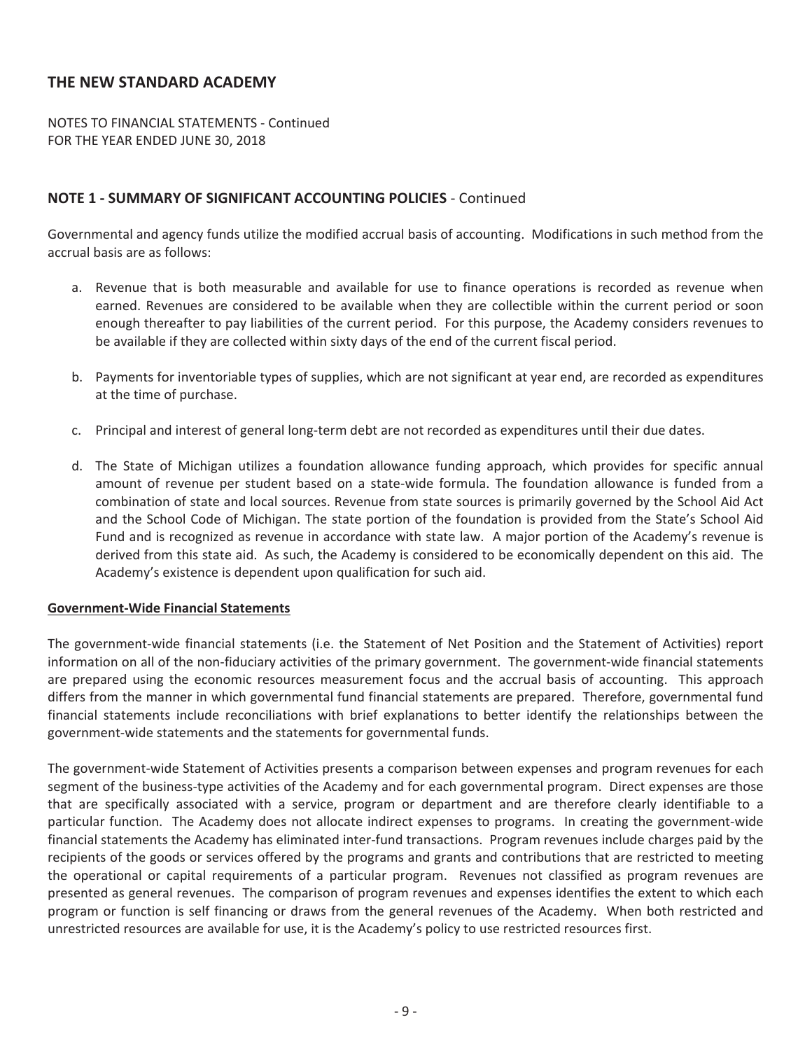# THE NEW STANDARD ACADEMY

NOTES TO FINANCIAL STATEMENTS - Continued
FOR THE YEAR ENDED JUNE 30, 2018

## NOTE 1 - SUMMARY OF SIGNIFICANT ACCOUNTING POLICIES - Continued

Governmental and agency funds utilize the modified accrual basis of accounting. Modifications in such method from the accrual basis are as follows:

a. Revenue that is both measurable and available for use to finance operations is recorded as revenue when earned. Revenues are considered to be available when they are collectible within the current period or soon enough thereafter to pay liabilities of the current period. For this purpose, the Academy considers revenues to be available if they are collected within sixty days of the end of the current fiscal period.

b. Payments for inventoriable types of supplies, which are not significant at year end, are recorded as expenditures at the time of purchase.

c. Principal and interest of general long-term debt are not recorded as expenditures until their due dates.

d. The State of Michigan utilizes a foundation allowance funding approach, which provides for specific annual amount of revenue per student based on a state-wide formula. The foundation allowance is funded from a combination of state and local sources. Revenue from state sources is primarily governed by the School Aid Act and the School Code of Michigan. The state portion of the foundation is provided from the State's School Aid Fund and is recognized as revenue in accordance with state law. A major portion of the Academy's revenue is derived from this state aid. As such, the Academy is considered to be economically dependent on this aid. The Academy's existence is dependent upon qualification for such aid.

### Government-Wide Financial Statements

The government-wide financial statements (i.e. the Statement of Net Position and the Statement of Activities) report information on all of the non-fiduciary activities of the primary government. The government-wide financial statements are prepared using the economic resources measurement focus and the accrual basis of accounting. This approach differs from the manner in which governmental fund financial statements are prepared. Therefore, governmental fund financial statements include reconciliations with brief explanations to better identify the relationships between the government-wide statements and the statements for governmental funds.

The government-wide Statement of Activities presents a comparison between expenses and program revenues for each segment of the business-type activities of the Academy and for each governmental program. Direct expenses are those that are specifically associated with a service, program or department and are therefore clearly identifiable to a particular function. The Academy does not allocate indirect expenses to programs. In creating the government-wide financial statements the Academy has eliminated inter-fund transactions. Program revenues include charges paid by the recipients of the goods or services offered by the programs and grants and contributions that are restricted to meeting the operational or capital requirements of a particular program. Revenues not classified as program revenues are presented as general revenues. The comparison of program revenues and expenses identifies the extent to which each program or function is self financing or draws from the general revenues of the Academy. When both restricted and unrestricted resources are available for use, it is the Academy's policy to use restricted resources first.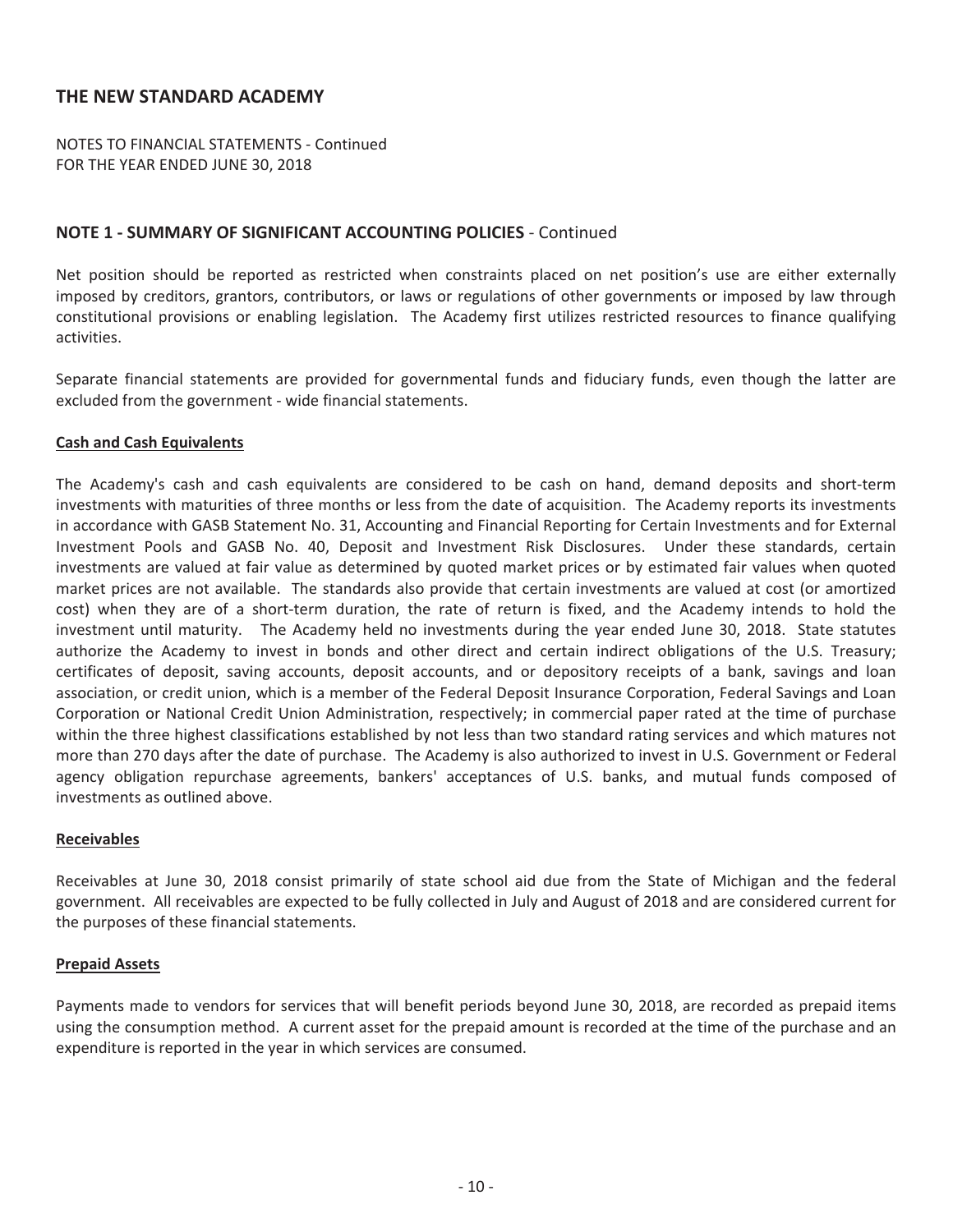## THE NEW STANDARD ACADEMY

NOTES TO FINANCIAL STATEMENTS - Continued
FOR THE YEAR ENDED JUNE 30, 2018

### NOTE 1 - SUMMARY OF SIGNIFICANT ACCOUNTING POLICIES - Continued

Net position should be reported as restricted when constraints placed on net position's use are either externally imposed by creditors, grantors, contributors, or laws or regulations of other governments or imposed by law through constitutional provisions or enabling legislation. The Academy first utilizes restricted resources to finance qualifying activities.

Separate financial statements are provided for governmental funds and fiduciary funds, even though the latter are excluded from the government - wide financial statements.

**Cash and Cash Equivalents**

The Academy's cash and cash equivalents are considered to be cash on hand, demand deposits and short-term investments with maturities of three months or less from the date of acquisition. The Academy reports its investments in accordance with GASB Statement No. 31, Accounting and Financial Reporting for Certain Investments and for External Investment Pools and GASB No. 40, Deposit and Investment Risk Disclosures. Under these standards, certain investments are valued at fair value as determined by quoted market prices or by estimated fair values when quoted market prices are not available. The standards also provide that certain investments are valued at cost (or amortized cost) when they are of a short-term duration, the rate of return is fixed, and the Academy intends to hold the investment until maturity. The Academy held no investments during the year ended June 30, 2018. State statutes authorize the Academy to invest in bonds and other direct and certain indirect obligations of the U.S. Treasury; certificates of deposit, saving accounts, deposit accounts, and or depository receipts of a bank, savings and loan association, or credit union, which is a member of the Federal Deposit Insurance Corporation, Federal Savings and Loan Corporation or National Credit Union Administration, respectively; in commercial paper rated at the time of purchase within the three highest classifications established by not less than two standard rating services and which matures not more than 270 days after the date of purchase. The Academy is also authorized to invest in U.S. Government or Federal agency obligation repurchase agreements, bankers' acceptances of U.S. banks, and mutual funds composed of investments as outlined above.

**Receivables**

Receivables at June 30, 2018 consist primarily of state school aid due from the State of Michigan and the federal government. All receivables are expected to be fully collected in July and August of 2018 and are considered current for the purposes of these financial statements.

**Prepaid Assets**

Payments made to vendors for services that will benefit periods beyond June 30, 2018, are recorded as prepaid items using the consumption method. A current asset for the prepaid amount is recorded at the time of the purchase and an expenditure is reported in the year in which services are consumed.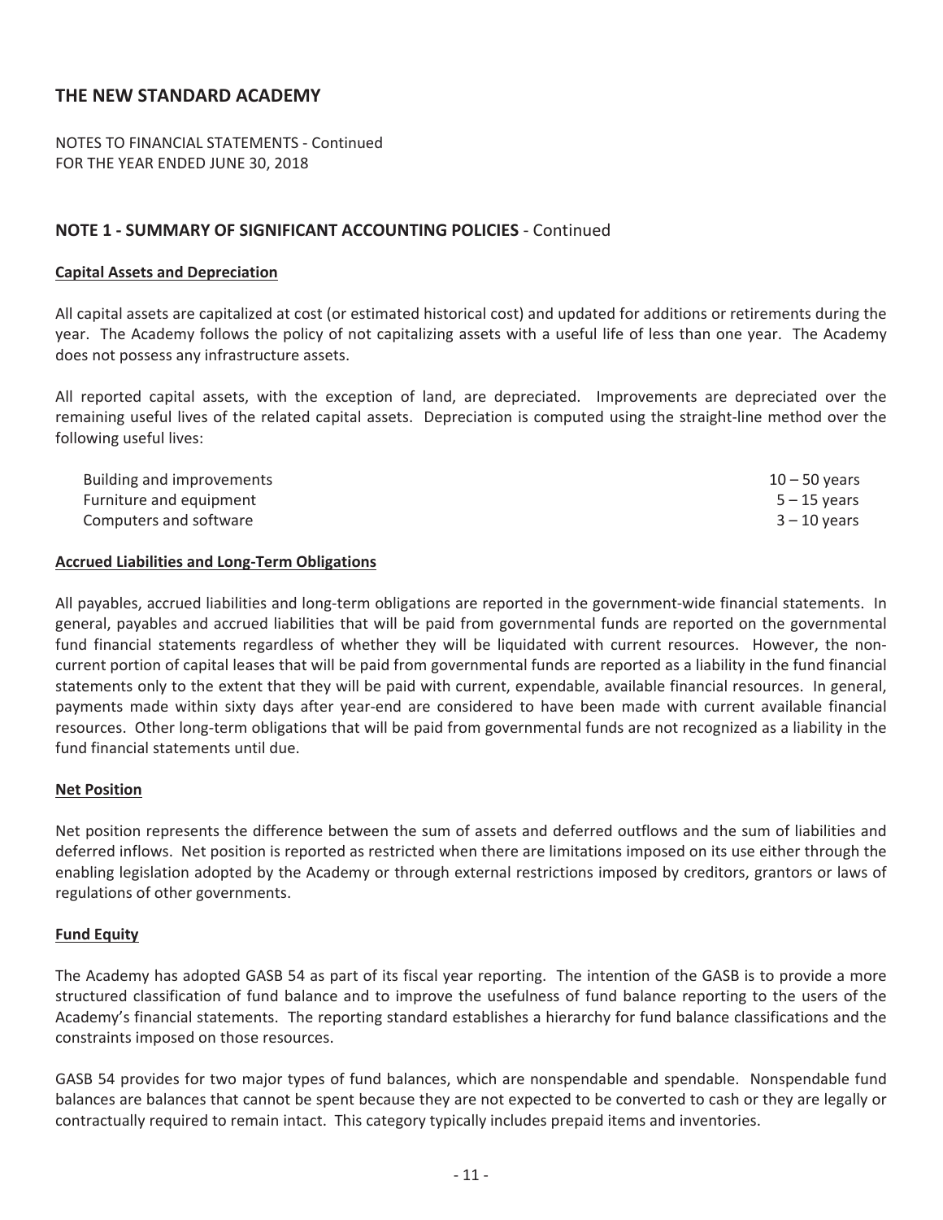# THE NEW STANDARD ACADEMY

NOTES TO FINANCIAL STATEMENTS - Continued
FOR THE YEAR ENDED JUNE 30, 2018

## NOTE 1 - SUMMARY OF SIGNIFICANT ACCOUNTING POLICIES - Continued

### Capital Assets and Depreciation

All capital assets are capitalized at cost (or estimated historical cost) and updated for additions or retirements during the year. The Academy follows the policy of not capitalizing assets with a useful life of less than one year. The Academy does not possess any infrastructure assets.

All reported capital assets, with the exception of land, are depreciated. Improvements are depreciated over the remaining useful lives of the related capital assets. Depreciation is computed using the straight-line method over the following useful lives:

| | |
|---|---|
| Building and improvements | 10 – 50 years |
| Furniture and equipment | 5 – 15 years |
| Computers and software | 3 – 10 years |

### Accrued Liabilities and Long-Term Obligations

All payables, accrued liabilities and long-term obligations are reported in the government-wide financial statements. In general, payables and accrued liabilities that will be paid from governmental funds are reported on the governmental fund financial statements regardless of whether they will be liquidated with current resources. However, the non-current portion of capital leases that will be paid from governmental funds are reported as a liability in the fund financial statements only to the extent that they will be paid with current, expendable, available financial resources. In general, payments made within sixty days after year-end are considered to have been made with current available financial resources. Other long-term obligations that will be paid from governmental funds are not recognized as a liability in the fund financial statements until due.

### Net Position

Net position represents the difference between the sum of assets and deferred outflows and the sum of liabilities and deferred inflows. Net position is reported as restricted when there are limitations imposed on its use either through the enabling legislation adopted by the Academy or through external restrictions imposed by creditors, grantors or laws of regulations of other governments.

### Fund Equity

The Academy has adopted GASB 54 as part of its fiscal year reporting. The intention of the GASB is to provide a more structured classification of fund balance and to improve the usefulness of fund balance reporting to the users of the Academy's financial statements. The reporting standard establishes a hierarchy for fund balance classifications and the constraints imposed on those resources.

GASB 54 provides for two major types of fund balances, which are nonspendable and spendable. Nonspendable fund balances are balances that cannot be spent because they are not expected to be converted to cash or they are legally or contractually required to remain intact. This category typically includes prepaid items and inventories.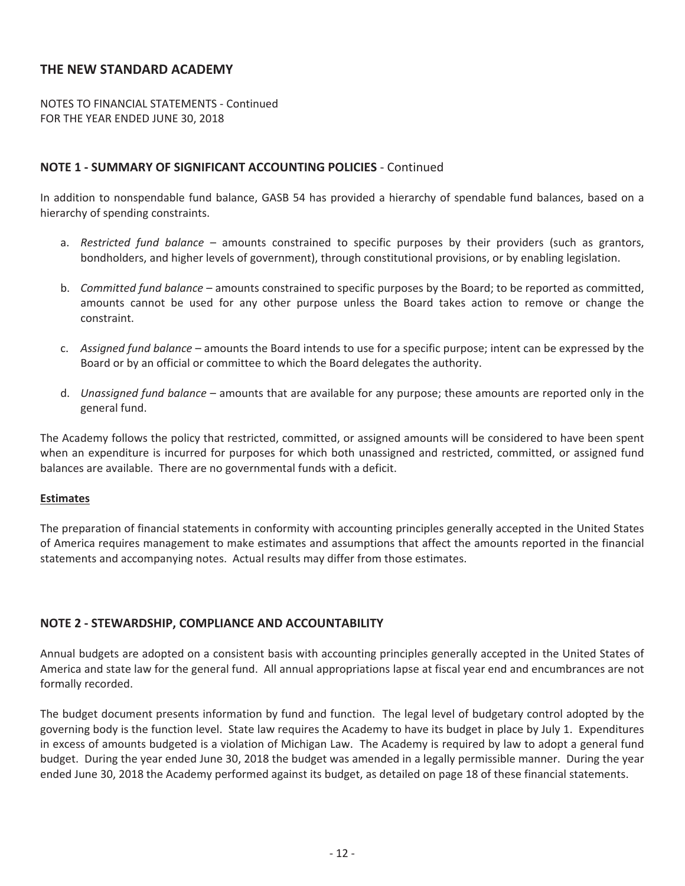# THE NEW STANDARD ACADEMY

NOTES TO FINANCIAL STATEMENTS - Continued
FOR THE YEAR ENDED JUNE 30, 2018

## NOTE 1 - SUMMARY OF SIGNIFICANT ACCOUNTING POLICIES - Continued

In addition to nonspendable fund balance, GASB 54 has provided a hierarchy of spendable fund balances, based on a hierarchy of spending constraints.

a. *Restricted fund balance* – amounts constrained to specific purposes by their providers (such as grantors, bondholders, and higher levels of government), through constitutional provisions, or by enabling legislation.

b. *Committed fund balance* – amounts constrained to specific purposes by the Board; to be reported as committed, amounts cannot be used for any other purpose unless the Board takes action to remove or change the constraint.

c. *Assigned fund balance* – amounts the Board intends to use for a specific purpose; intent can be expressed by the Board or by an official or committee to which the Board delegates the authority.

d. *Unassigned fund balance* – amounts that are available for any purpose; these amounts are reported only in the general fund.

The Academy follows the policy that restricted, committed, or assigned amounts will be considered to have been spent when an expenditure is incurred for purposes for which both unassigned and restricted, committed, or assigned fund balances are available. There are no governmental funds with a deficit.

### Estimates

The preparation of financial statements in conformity with accounting principles generally accepted in the United States of America requires management to make estimates and assumptions that affect the amounts reported in the financial statements and accompanying notes. Actual results may differ from those estimates.

## NOTE 2 - STEWARDSHIP, COMPLIANCE AND ACCOUNTABILITY

Annual budgets are adopted on a consistent basis with accounting principles generally accepted in the United States of America and state law for the general fund. All annual appropriations lapse at fiscal year end and encumbrances are not formally recorded.

The budget document presents information by fund and function. The legal level of budgetary control adopted by the governing body is the function level. State law requires the Academy to have its budget in place by July 1. Expenditures in excess of amounts budgeted is a violation of Michigan Law. The Academy is required by law to adopt a general fund budget. During the year ended June 30, 2018 the budget was amended in a legally permissible manner. During the year ended June 30, 2018 the Academy performed against its budget, as detailed on page 18 of these financial statements.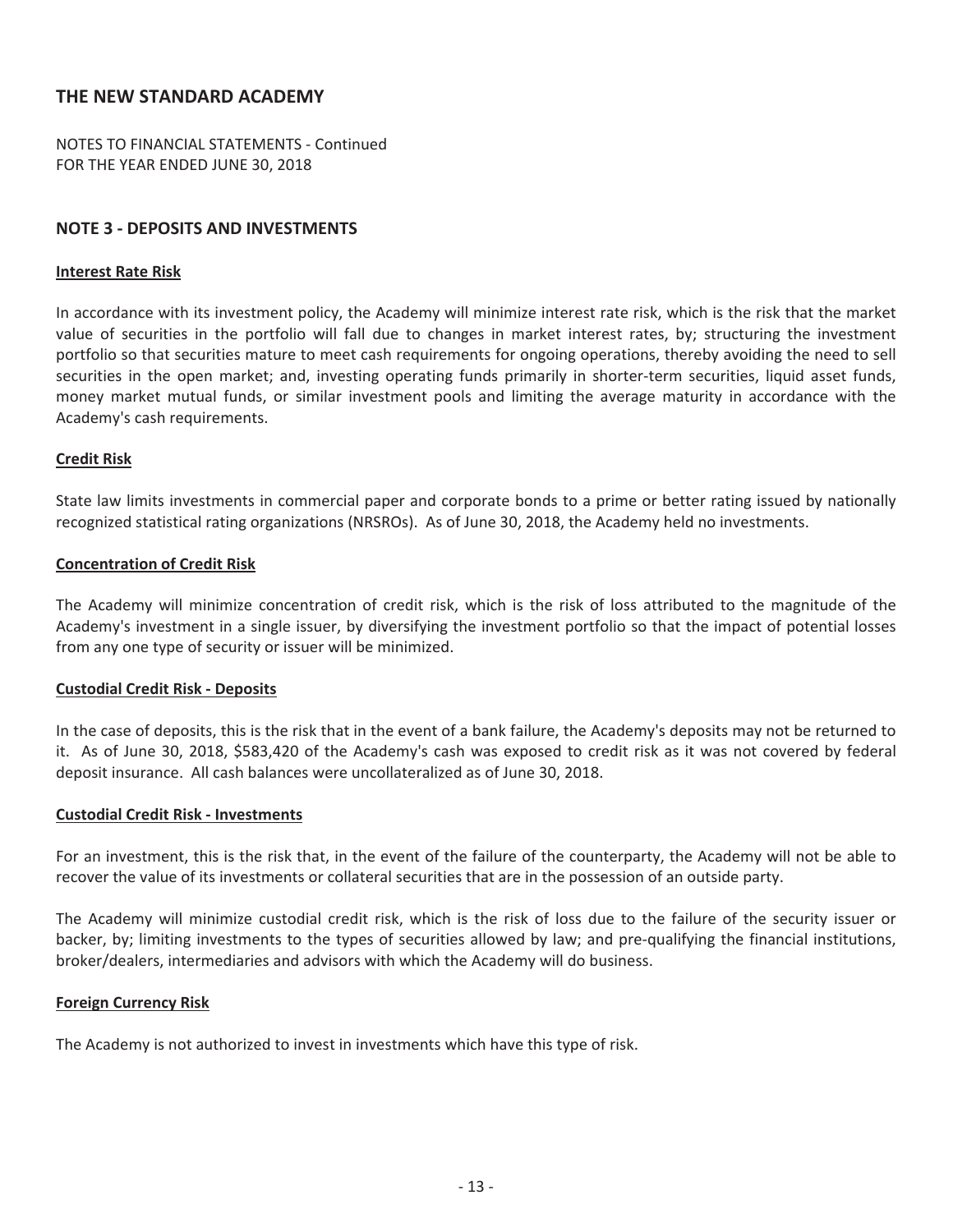## THE NEW STANDARD ACADEMY

NOTES TO FINANCIAL STATEMENTS - Continued
FOR THE YEAR ENDED JUNE 30, 2018

### NOTE 3 - DEPOSITS AND INVESTMENTS

**Interest Rate Risk**

In accordance with its investment policy, the Academy will minimize interest rate risk, which is the risk that the market value of securities in the portfolio will fall due to changes in market interest rates, by; structuring the investment portfolio so that securities mature to meet cash requirements for ongoing operations, thereby avoiding the need to sell securities in the open market; and, investing operating funds primarily in shorter-term securities, liquid asset funds, money market mutual funds, or similar investment pools and limiting the average maturity in accordance with the Academy's cash requirements.

**Credit Risk**

State law limits investments in commercial paper and corporate bonds to a prime or better rating issued by nationally recognized statistical rating organizations (NRSROs). As of June 30, 2018, the Academy held no investments.

**Concentration of Credit Risk**

The Academy will minimize concentration of credit risk, which is the risk of loss attributed to the magnitude of the Academy's investment in a single issuer, by diversifying the investment portfolio so that the impact of potential losses from any one type of security or issuer will be minimized.

**Custodial Credit Risk - Deposits**

In the case of deposits, this is the risk that in the event of a bank failure, the Academy's deposits may not be returned to it. As of June 30, 2018, $583,420 of the Academy's cash was exposed to credit risk as it was not covered by federal deposit insurance. All cash balances were uncollateralized as of June 30, 2018.

**Custodial Credit Risk - Investments**

For an investment, this is the risk that, in the event of the failure of the counterparty, the Academy will not be able to recover the value of its investments or collateral securities that are in the possession of an outside party.

The Academy will minimize custodial credit risk, which is the risk of loss due to the failure of the security issuer or backer, by; limiting investments to the types of securities allowed by law; and pre-qualifying the financial institutions, broker/dealers, intermediaries and advisors with which the Academy will do business.

**Foreign Currency Risk**

The Academy is not authorized to invest in investments which have this type of risk.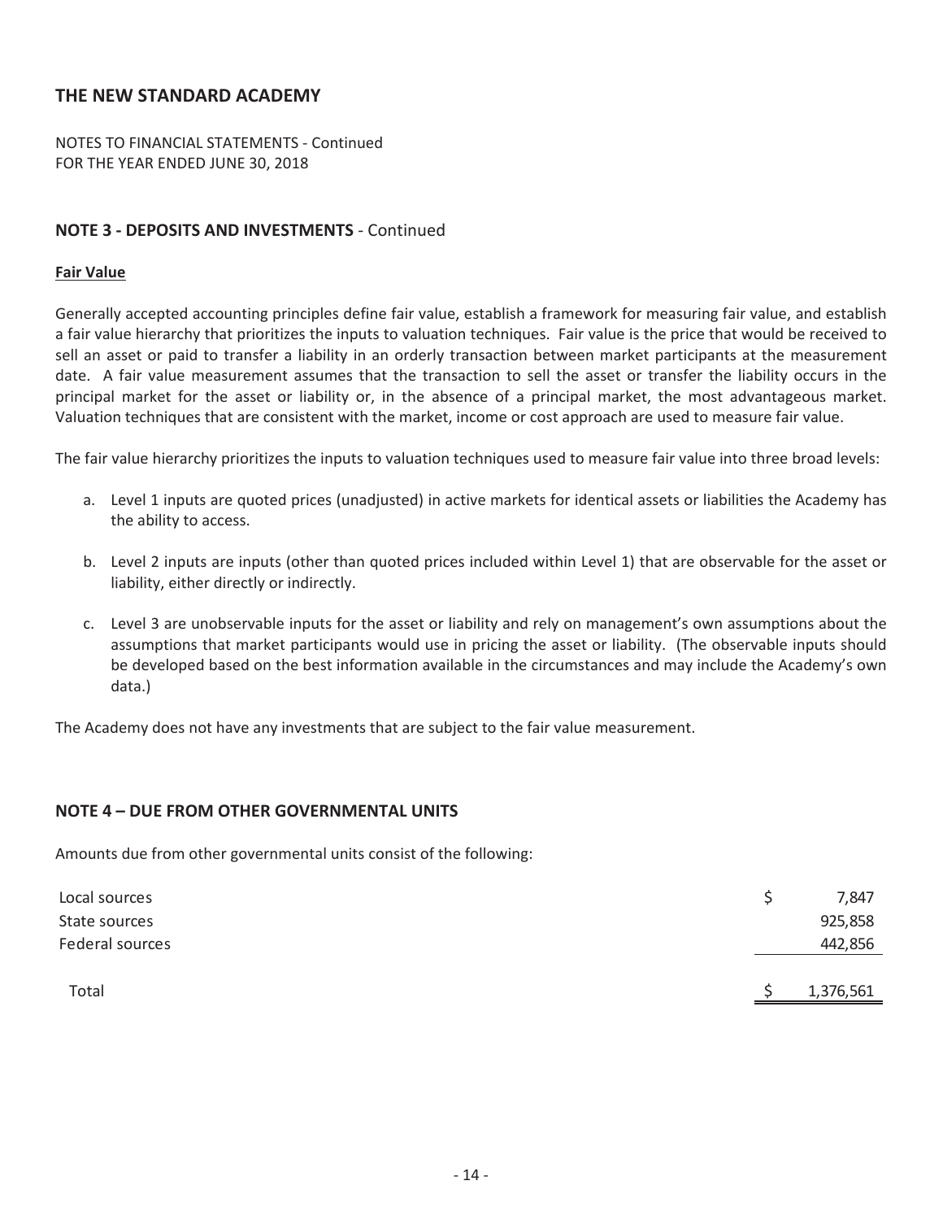## THE NEW STANDARD ACADEMY

NOTES TO FINANCIAL STATEMENTS - Continued
FOR THE YEAR ENDED JUNE 30, 2018

### NOTE 3 - DEPOSITS AND INVESTMENTS - Continued

**Fair Value**

Generally accepted accounting principles define fair value, establish a framework for measuring fair value, and establish a fair value hierarchy that prioritizes the inputs to valuation techniques. Fair value is the price that would be received to sell an asset or paid to transfer a liability in an orderly transaction between market participants at the measurement date. A fair value measurement assumes that the transaction to sell the asset or transfer the liability occurs in the principal market for the asset or liability or, in the absence of a principal market, the most advantageous market. Valuation techniques that are consistent with the market, income or cost approach are used to measure fair value.

The fair value hierarchy prioritizes the inputs to valuation techniques used to measure fair value into three broad levels:

a. Level 1 inputs are quoted prices (unadjusted) in active markets for identical assets or liabilities the Academy has the ability to access.

b. Level 2 inputs are inputs (other than quoted prices included within Level 1) that are observable for the asset or liability, either directly or indirectly.

c. Level 3 are unobservable inputs for the asset or liability and rely on management's own assumptions about the assumptions that market participants would use in pricing the asset or liability. (The observable inputs should be developed based on the best information available in the circumstances and may include the Academy's own data.)

The Academy does not have any investments that are subject to the fair value measurement.

### NOTE 4 – DUE FROM OTHER GOVERNMENTAL UNITS

Amounts due from other governmental units consist of the following:

| | |
|---|---|
| Local sources | $ 7,847 |
| State sources | 925,858 |
| Federal sources | 442,856 |
| Total | $ 1,376,561 |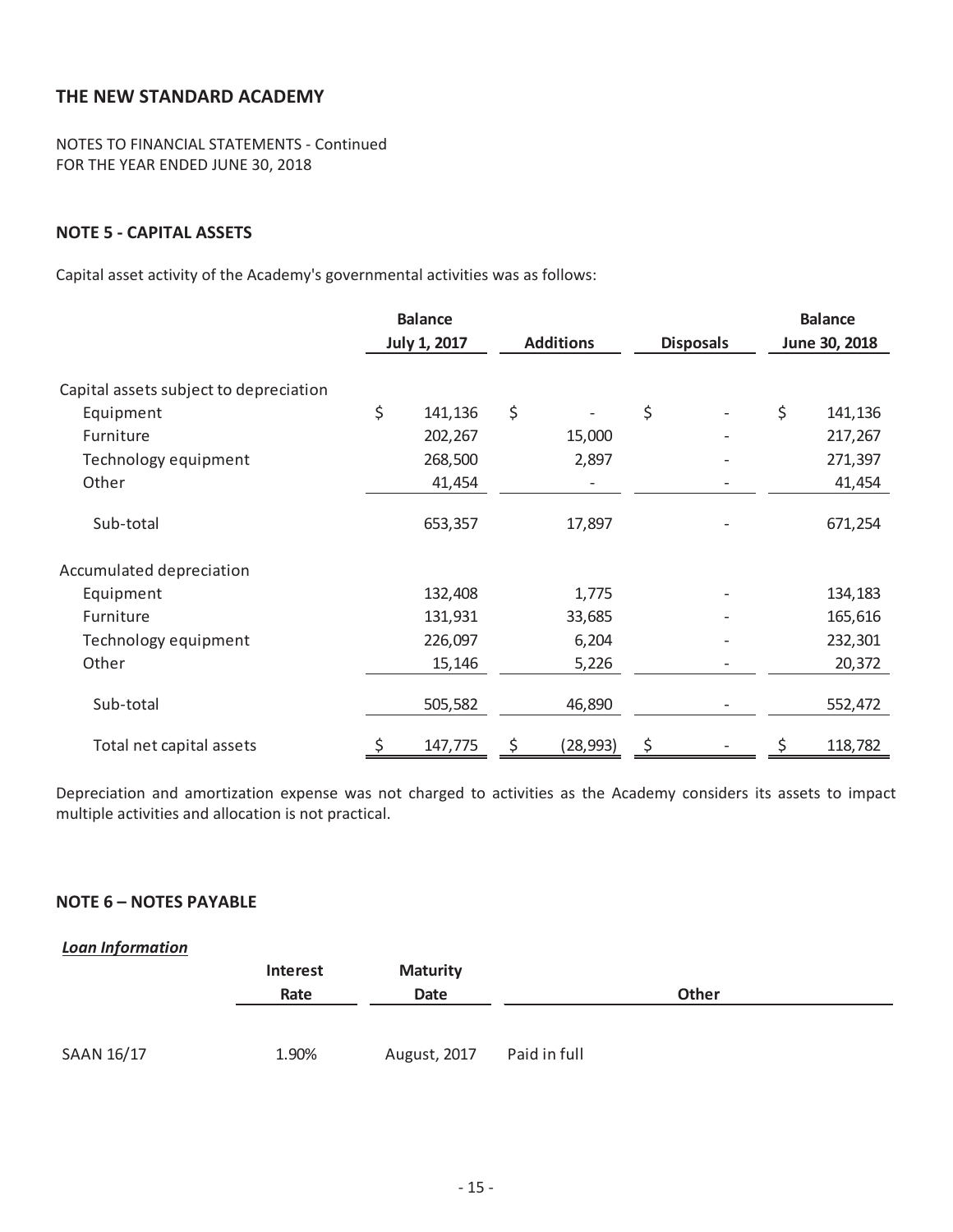# THE NEW STANDARD ACADEMY

NOTES TO FINANCIAL STATEMENTS - Continued
FOR THE YEAR ENDED JUNE 30, 2018

## NOTE 5 - CAPITAL ASSETS

Capital asset activity of the Academy's governmental activities was as follows:

| | Balance July 1, 2017 | Additions | Disposals | Balance June 30, 2018 |
|---|---|---|---|---|
| Capital assets subject to depreciation | | | | |
| Equipment | $ 141,136 | $ - | $ - | $ 141,136 |
| Furniture | 202,267 | 15,000 | - | 217,267 |
| Technology equipment | 268,500 | 2,897 | - | 271,397 |
| Other | 41,454 | - | - | 41,454 |
| Sub-total | 653,357 | 17,897 | - | 671,254 |
| Accumulated depreciation | | | | |
| Equipment | 132,408 | 1,775 | - | 134,183 |
| Furniture | 131,931 | 33,685 | - | 165,616 |
| Technology equipment | 226,097 | 6,204 | - | 232,301 |
| Other | 15,146 | 5,226 | - | 20,372 |
| Sub-total | 505,582 | 46,890 | - | 552,472 |
| Total net capital assets | $ 147,775 | $ (28,993) | $ - | $ 118,782 |

Depreciation and amortization expense was not charged to activities as the Academy considers its assets to impact multiple activities and allocation is not practical.

## NOTE 6 – NOTES PAYABLE

***Loan Information***

| | Interest Rate | Maturity Date | Other |
|---|---|---|---|
| SAAN 16/17 | 1.90% | August, 2017 | Paid in full |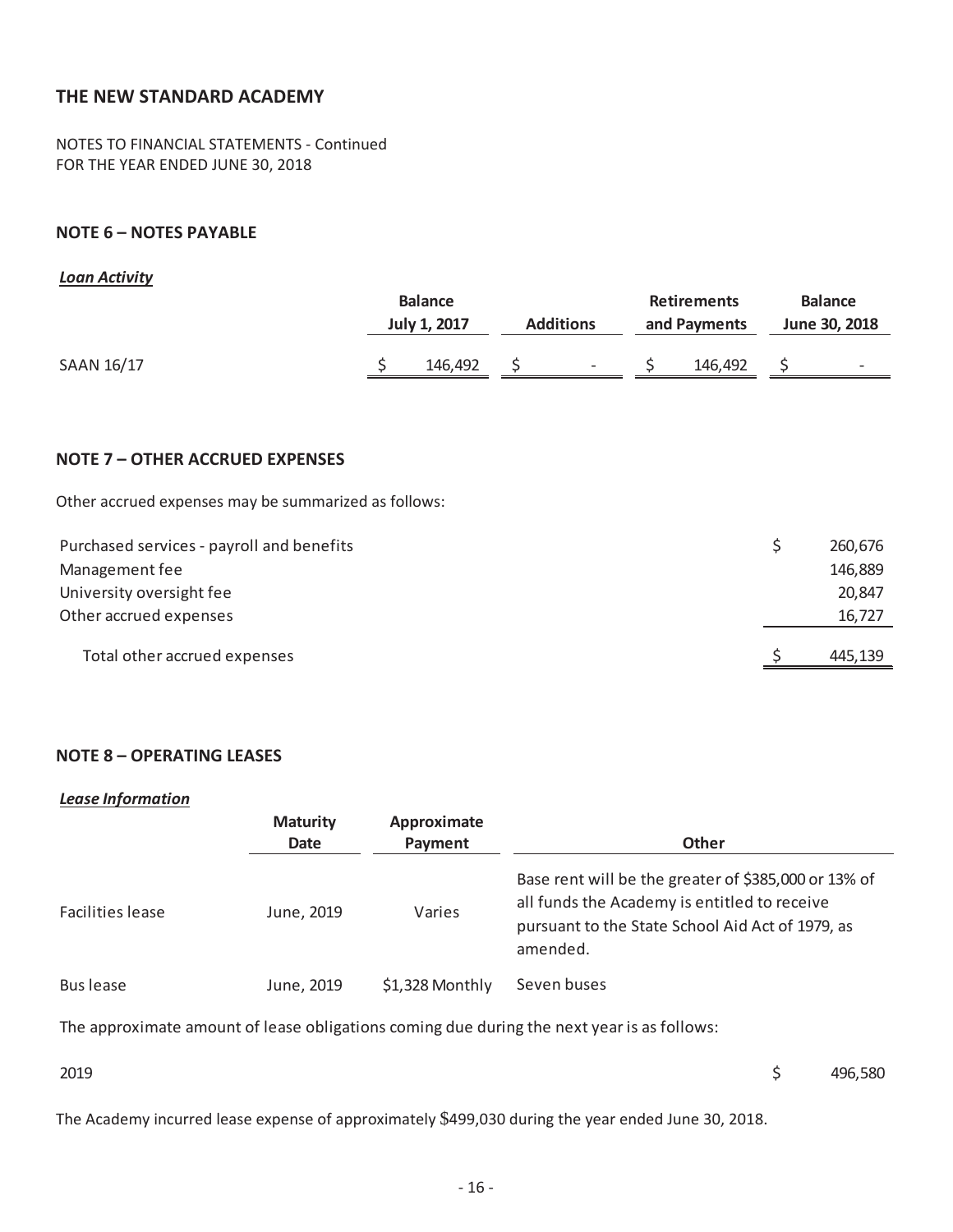# THE NEW STANDARD ACADEMY

NOTES TO FINANCIAL STATEMENTS - Continued
FOR THE YEAR ENDED JUNE 30, 2018

## NOTE 6 – NOTES PAYABLE

***Loan Activity***

| | Balance July 1, 2017 | Additions | Retirements and Payments | Balance June 30, 2018 |
|---|---|---|---|---|
| SAAN 16/17 | $ 146,492 | $ - | $ 146,492 | $ - |

## NOTE 7 – OTHER ACCRUED EXPENSES

Other accrued expenses may be summarized as follows:

| | |
|---|---|
| Purchased services - payroll and benefits | $ 260,676 |
| Management fee | 146,889 |
| University oversight fee | 20,847 |
| Other accrued expenses | 16,727 |
| Total other accrued expenses | $ 445,139 |

## NOTE 8 – OPERATING LEASES

***Lease Information***

| | Maturity Date | Approximate Payment | Other |
|---|---|---|---|
| Facilities lease | June, 2019 | Varies | Base rent will be the greater of $385,000 or 13% of all funds the Academy is entitled to receive pursuant to the State School Aid Act of 1979, as amended. |
| Bus lease | June, 2019 | $1,328 Monthly | Seven buses |

The approximate amount of lease obligations coming due during the next year is as follows:

| | |
|---|---|
| 2019 | $ 496,580 |

The Academy incurred lease expense of approximately $499,030 during the year ended June 30, 2018.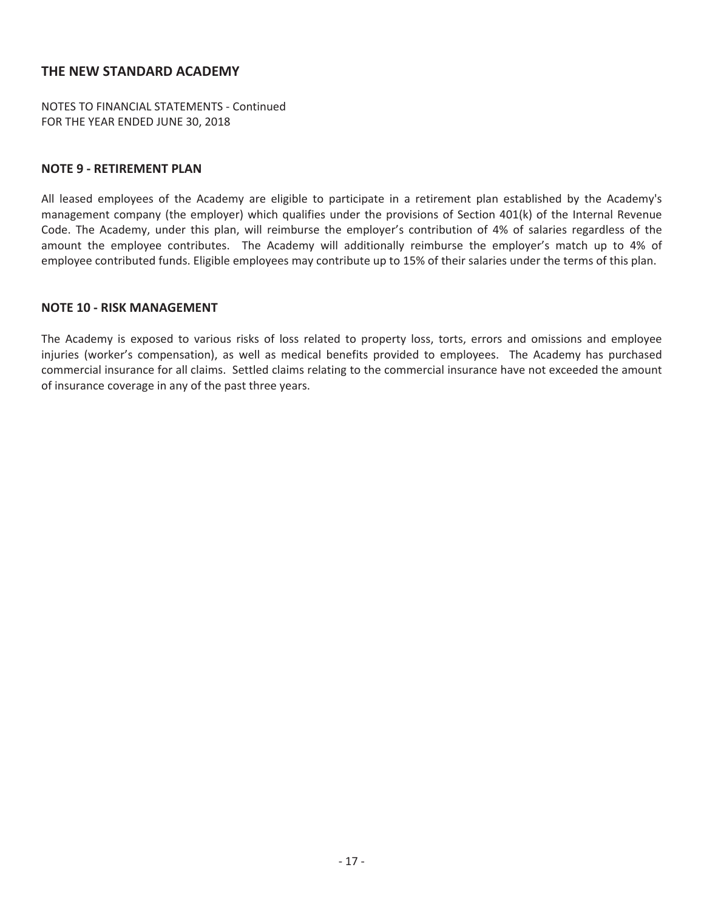## THE NEW STANDARD ACADEMY

NOTES TO FINANCIAL STATEMENTS - Continued
FOR THE YEAR ENDED JUNE 30, 2018

### NOTE 9 - RETIREMENT PLAN

All leased employees of the Academy are eligible to participate in a retirement plan established by the Academy's management company (the employer) which qualifies under the provisions of Section 401(k) of the Internal Revenue Code. The Academy, under this plan, will reimburse the employer's contribution of 4% of salaries regardless of the amount the employee contributes. The Academy will additionally reimburse the employer's match up to 4% of employee contributed funds. Eligible employees may contribute up to 15% of their salaries under the terms of this plan.

### NOTE 10 - RISK MANAGEMENT

The Academy is exposed to various risks of loss related to property loss, torts, errors and omissions and employee injuries (worker's compensation), as well as medical benefits provided to employees. The Academy has purchased commercial insurance for all claims. Settled claims relating to the commercial insurance have not exceeded the amount of insurance coverage in any of the past three years.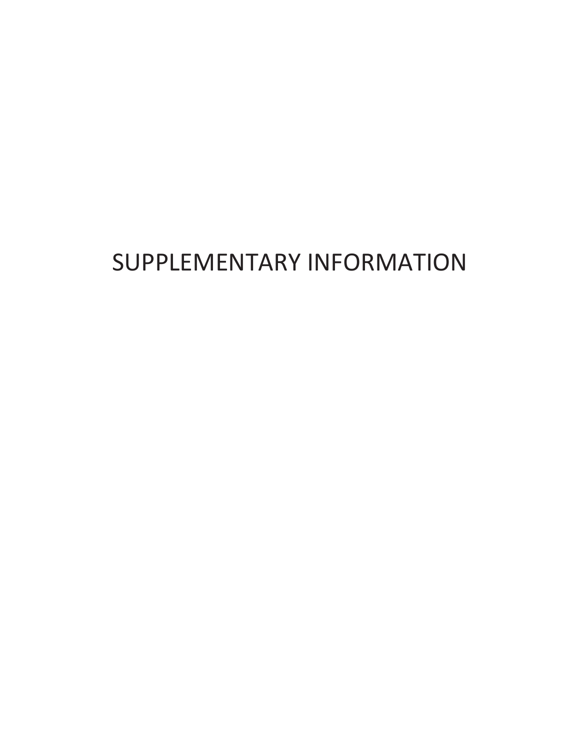# SUPPLEMENTARY INFORMATION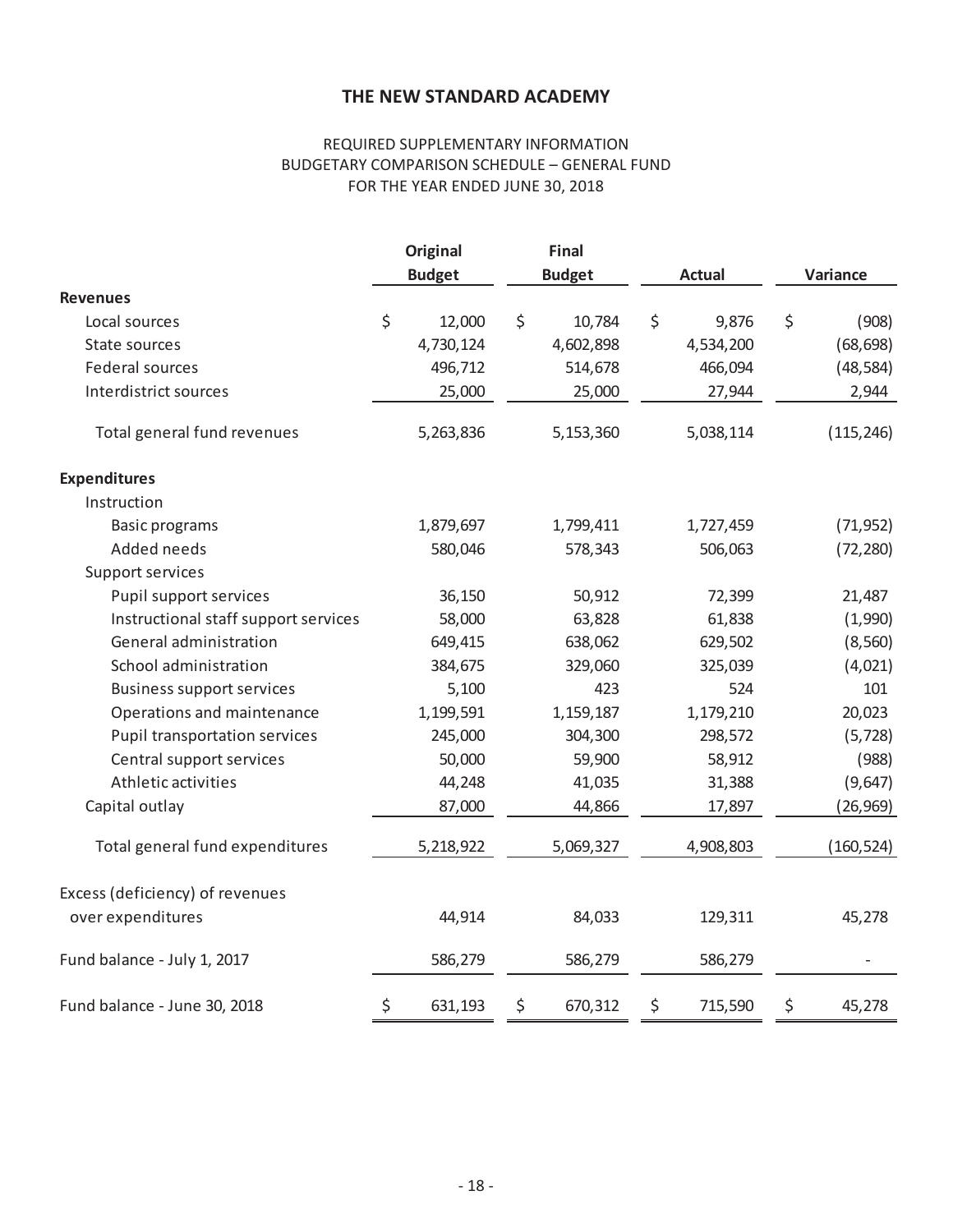# THE NEW STANDARD ACADEMY

REQUIRED SUPPLEMENTARY INFORMATION
BUDGETARY COMPARISON SCHEDULE – GENERAL FUND
FOR THE YEAR ENDED JUNE 30, 2018

| | Original Budget | Final Budget | Actual | Variance |
|---|---|---|---|---|
| **Revenues** | | | | |
| Local sources | $ 12,000 | $ 10,784 | $ 9,876 | $ (908) |
| State sources | 4,730,124 | 4,602,898 | 4,534,200 | (68,698) |
| Federal sources | 496,712 | 514,678 | 466,094 | (48,584) |
| Interdistrict sources | 25,000 | 25,000 | 27,944 | 2,944 |
| Total general fund revenues | 5,263,836 | 5,153,360 | 5,038,114 | (115,246) |
| **Expenditures** | | | | |
| Instruction | | | | |
| Basic programs | 1,879,697 | 1,799,411 | 1,727,459 | (71,952) |
| Added needs | 580,046 | 578,343 | 506,063 | (72,280) |
| Support services | | | | |
| Pupil support services | 36,150 | 50,912 | 72,399 | 21,487 |
| Instructional staff support services | 58,000 | 63,828 | 61,838 | (1,990) |
| General administration | 649,415 | 638,062 | 629,502 | (8,560) |
| School administration | 384,675 | 329,060 | 325,039 | (4,021) |
| Business support services | 5,100 | 423 | 524 | 101 |
| Operations and maintenance | 1,199,591 | 1,159,187 | 1,179,210 | 20,023 |
| Pupil transportation services | 245,000 | 304,300 | 298,572 | (5,728) |
| Central support services | 50,000 | 59,900 | 58,912 | (988) |
| Athletic activities | 44,248 | 41,035 | 31,388 | (9,647) |
| Capital outlay | 87,000 | 44,866 | 17,897 | (26,969) |
| Total general fund expenditures | 5,218,922 | 5,069,327 | 4,908,803 | (160,524) |
| Excess (deficiency) of revenues over expenditures | 44,914 | 84,033 | 129,311 | 45,278 |
| Fund balance - July 1, 2017 | 586,279 | 586,279 | 586,279 | - |
| Fund balance - June 30, 2018 | $ 631,193 | $ 670,312 | $ 715,590 | $ 45,278 |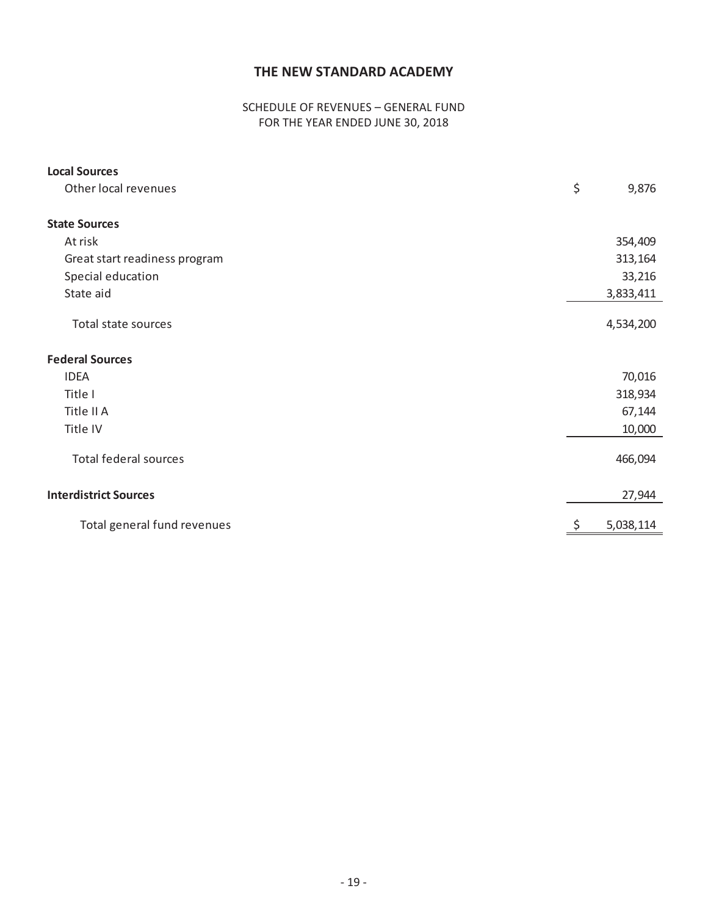# THE NEW STANDARD ACADEMY

SCHEDULE OF REVENUES – GENERAL FUND
FOR THE YEAR ENDED JUNE 30, 2018

| | |
|---|---|
| **Local Sources** | |
| Other local revenues | $ 9,876 |
| **State Sources** | |
| At risk | 354,409 |
| Great start readiness program | 313,164 |
| Special education | 33,216 |
| State aid | 3,833,411 |
| Total state sources | 4,534,200 |
| **Federal Sources** | |
| IDEA | 70,016 |
| Title I | 318,934 |
| Title II A | 67,144 |
| Title IV | 10,000 |
| Total federal sources | 466,094 |
| **Interdistrict Sources** | 27,944 |
| Total general fund revenues | $ 5,038,114 |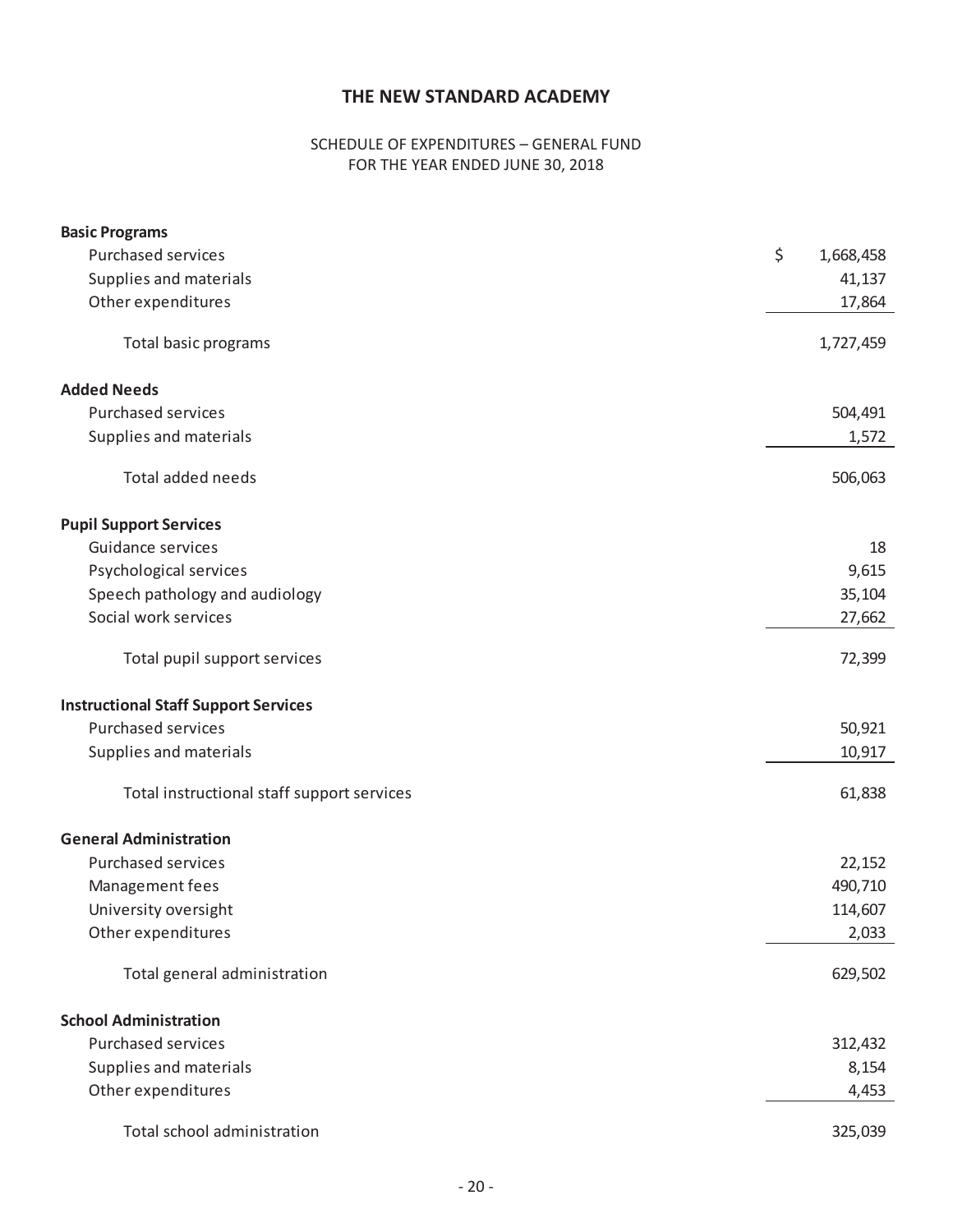# THE NEW STANDARD ACADEMY

SCHEDULE OF EXPENDITURES – GENERAL FUND
FOR THE YEAR ENDED JUNE 30, 2018

| | |
|---|---|
| **Basic Programs** | |
| Purchased services | $ 1,668,458 |
| Supplies and materials | 41,137 |
| Other expenditures | 17,864 |
| Total basic programs | 1,727,459 |
| **Added Needs** | |
| Purchased services | 504,491 |
| Supplies and materials | 1,572 |
| Total added needs | 506,063 |
| **Pupil Support Services** | |
| Guidance services | 18 |
| Psychological services | 9,615 |
| Speech pathology and audiology | 35,104 |
| Social work services | 27,662 |
| Total pupil support services | 72,399 |
| **Instructional Staff Support Services** | |
| Purchased services | 50,921 |
| Supplies and materials | 10,917 |
| Total instructional staff support services | 61,838 |
| **General Administration** | |
| Purchased services | 22,152 |
| Management fees | 490,710 |
| University oversight | 114,607 |
| Other expenditures | 2,033 |
| Total general administration | 629,502 |
| **School Administration** | |
| Purchased services | 312,432 |
| Supplies and materials | 8,154 |
| Other expenditures | 4,453 |
| Total school administration | 325,039 |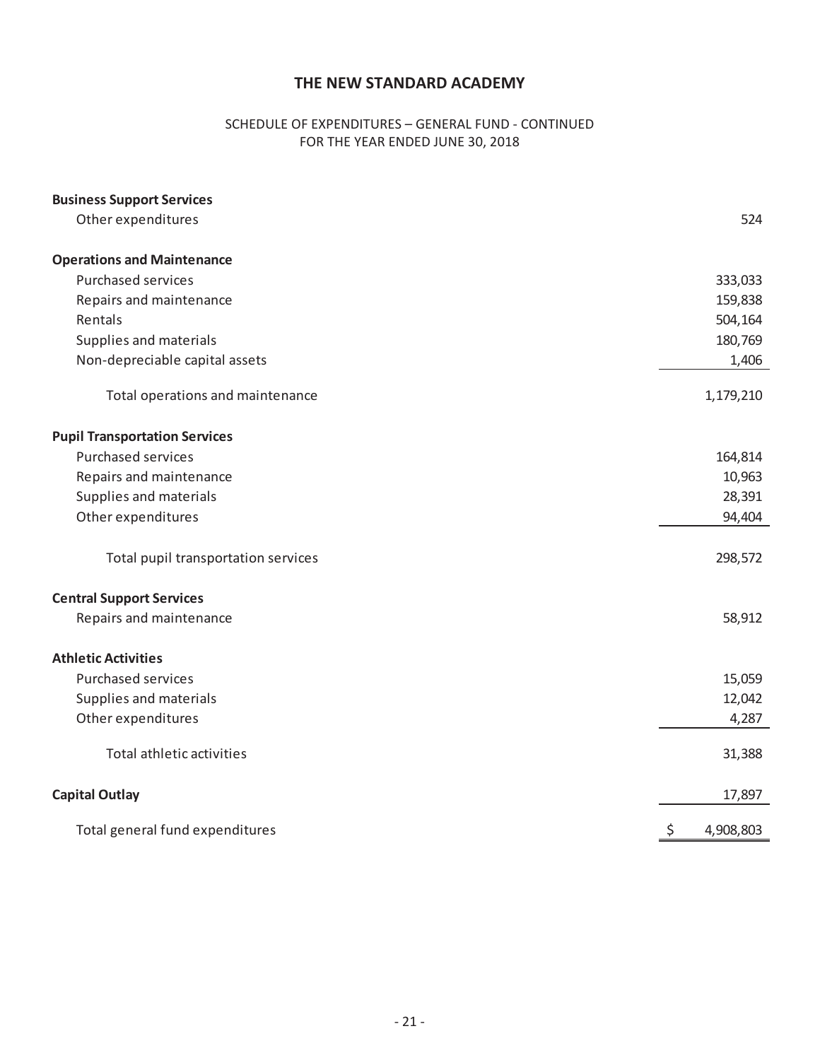# THE NEW STANDARD ACADEMY

SCHEDULE OF EXPENDITURES – GENERAL FUND - CONTINUED
FOR THE YEAR ENDED JUNE 30, 2018

| | |
|---|---|
| **Business Support Services** | |
| Other expenditures | 524 |
| **Operations and Maintenance** | |
| Purchased services | 333,033 |
| Repairs and maintenance | 159,838 |
| Rentals | 504,164 |
| Supplies and materials | 180,769 |
| Non-depreciable capital assets | 1,406 |
| Total operations and maintenance | 1,179,210 |
| **Pupil Transportation Services** | |
| Purchased services | 164,814 |
| Repairs and maintenance | 10,963 |
| Supplies and materials | 28,391 |
| Other expenditures | 94,404 |
| Total pupil transportation services | 298,572 |
| **Central Support Services** | |
| Repairs and maintenance | 58,912 |
| **Athletic Activities** | |
| Purchased services | 15,059 |
| Supplies and materials | 12,042 |
| Other expenditures | 4,287 |
| Total athletic activities | 31,388 |
| **Capital Outlay** | 17,897 |
| Total general fund expenditures | $ 4,908,803 |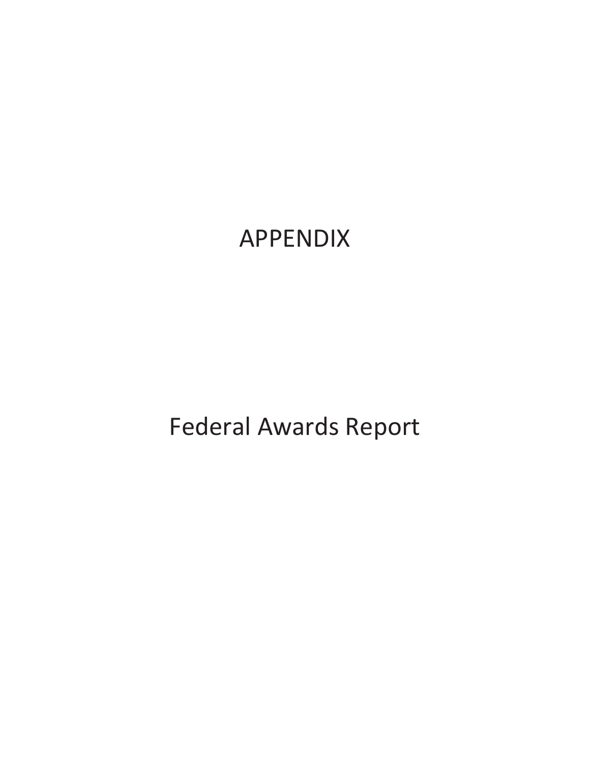# APPENDIX

# Federal Awards Report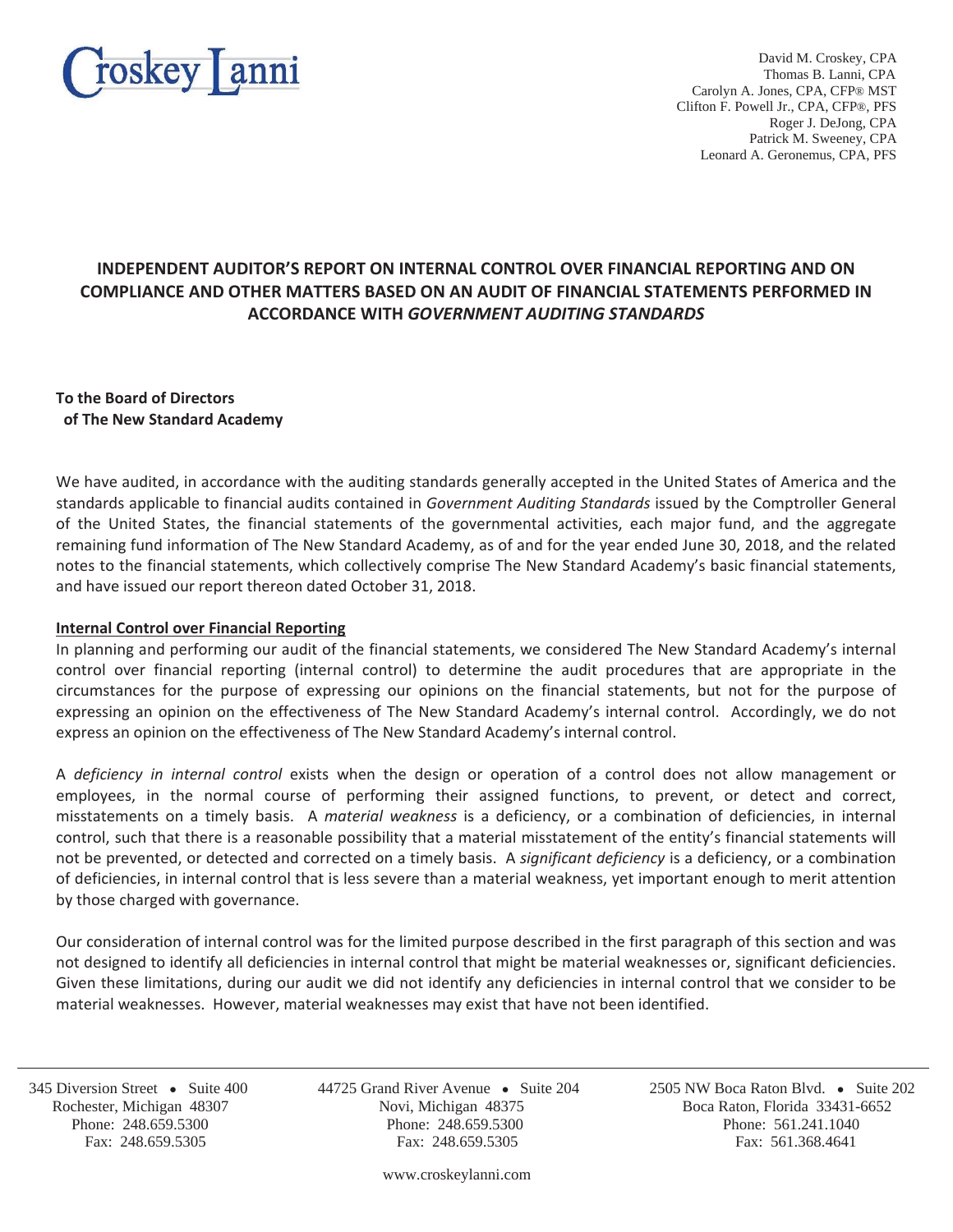Croskey Lanni

David M. Croskey, CPA
Thomas B. Lanni, CPA
Carolyn A. Jones, CPA, CFP® MST
Clifton F. Powell Jr., CPA, CFP®, PFS
Roger J. DeJong, CPA
Patrick M. Sweeney, CPA
Leonard A. Geronemus, CPA, PFS

# INDEPENDENT AUDITOR'S REPORT ON INTERNAL CONTROL OVER FINANCIAL REPORTING AND ON COMPLIANCE AND OTHER MATTERS BASED ON AN AUDIT OF FINANCIAL STATEMENTS PERFORMED IN ACCORDANCE WITH *GOVERNMENT AUDITING STANDARDS*

**To the Board of Directors**
**of The New Standard Academy**

We have audited, in accordance with the auditing standards generally accepted in the United States of America and the standards applicable to financial audits contained in *Government Auditing Standards* issued by the Comptroller General of the United States, the financial statements of the governmental activities, each major fund, and the aggregate remaining fund information of The New Standard Academy, as of and for the year ended June 30, 2018, and the related notes to the financial statements, which collectively comprise The New Standard Academy's basic financial statements, and have issued our report thereon dated October 31, 2018.

**Internal Control over Financial Reporting**

In planning and performing our audit of the financial statements, we considered The New Standard Academy's internal control over financial reporting (internal control) to determine the audit procedures that are appropriate in the circumstances for the purpose of expressing our opinions on the financial statements, but not for the purpose of expressing an opinion on the effectiveness of The New Standard Academy's internal control. Accordingly, we do not express an opinion on the effectiveness of The New Standard Academy's internal control.

A *deficiency in internal control* exists when the design or operation of a control does not allow management or employees, in the normal course of performing their assigned functions, to prevent, or detect and correct, misstatements on a timely basis. A *material weakness* is a deficiency, or a combination of deficiencies, in internal control, such that there is a reasonable possibility that a material misstatement of the entity's financial statements will not be prevented, or detected and corrected on a timely basis. A *significant deficiency* is a deficiency, or a combination of deficiencies, in internal control that is less severe than a material weakness, yet important enough to merit attention by those charged with governance.

Our consideration of internal control was for the limited purpose described in the first paragraph of this section and was not designed to identify all deficiencies in internal control that might be material weaknesses or, significant deficiencies. Given these limitations, during our audit we did not identify any deficiencies in internal control that we consider to be material weaknesses. However, material weaknesses may exist that have not been identified.

345 Diversion Street • Suite 400
Rochester, Michigan 48307
Phone: 248.659.5300
Fax: 248.659.5305

44725 Grand River Avenue • Suite 204
Novi, Michigan 48375
Phone: 248.659.5300
Fax: 248.659.5305

2505 NW Boca Raton Blvd. • Suite 202
Boca Raton, Florida 33431-6652
Phone: 561.241.1040
Fax: 561.368.4641

www.croskeylanni.com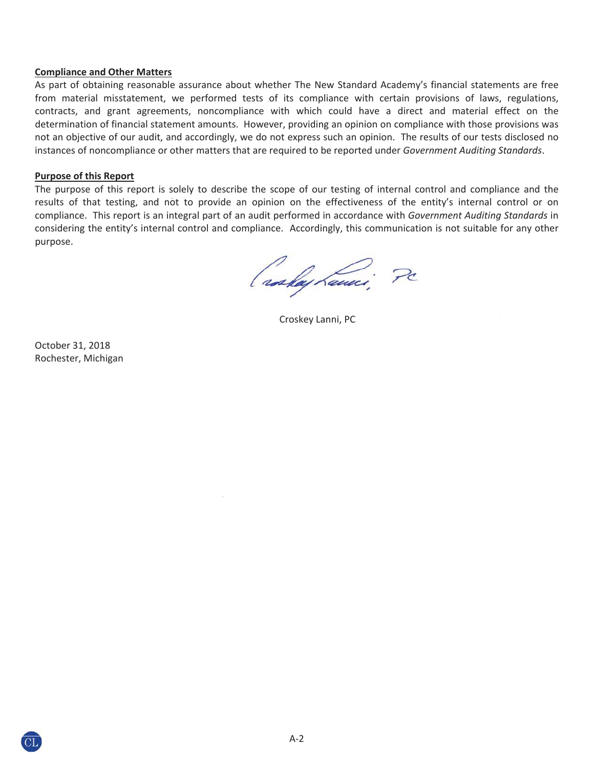**Compliance and Other Matters**

As part of obtaining reasonable assurance about whether The New Standard Academy's financial statements are free from material misstatement, we performed tests of its compliance with certain provisions of laws, regulations, contracts, and grant agreements, noncompliance with which could have a direct and material effect on the determination of financial statement amounts. However, providing an opinion on compliance with those provisions was not an objective of our audit, and accordingly, we do not express such an opinion. The results of our tests disclosed no instances of noncompliance or other matters that are required to be reported under *Government Auditing Standards*.

**Purpose of this Report**

The purpose of this report is solely to describe the scope of our testing of internal control and compliance and the results of that testing, and not to provide an opinion on the effectiveness of the entity's internal control or on compliance. This report is an integral part of an audit performed in accordance with *Government Auditing Standards* in considering the entity's internal control and compliance. Accordingly, this communication is not suitable for any other purpose.

Croskey Lanni, PC

October 31, 2018
Rochester, Michigan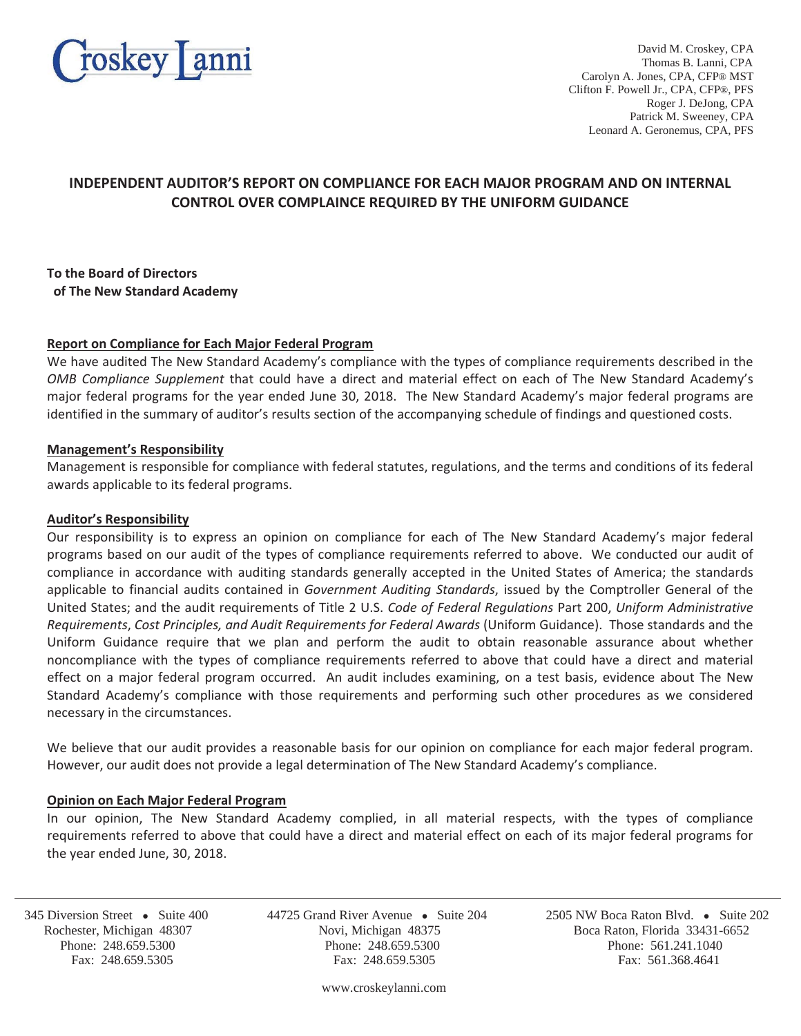Croskey Lanni

David M. Croskey, CPA
Thomas B. Lanni, CPA
Carolyn A. Jones, CPA, CFP® MST
Clifton F. Powell Jr., CPA, CFP®, PFS
Roger J. DeJong, CPA
Patrick M. Sweeney, CPA
Leonard A. Geronemus, CPA, PFS

# INDEPENDENT AUDITOR'S REPORT ON COMPLIANCE FOR EACH MAJOR PROGRAM AND ON INTERNAL CONTROL OVER COMPLAINCE REQUIRED BY THE UNIFORM GUIDANCE

**To the Board of Directors**
**of The New Standard Academy**

## Report on Compliance for Each Major Federal Program

We have audited The New Standard Academy's compliance with the types of compliance requirements described in the *OMB Compliance Supplement* that could have a direct and material effect on each of The New Standard Academy's major federal programs for the year ended June 30, 2018. The New Standard Academy's major federal programs are identified in the summary of auditor's results section of the accompanying schedule of findings and questioned costs.

## Management's Responsibility

Management is responsible for compliance with federal statutes, regulations, and the terms and conditions of its federal awards applicable to its federal programs.

## Auditor's Responsibility

Our responsibility is to express an opinion on compliance for each of The New Standard Academy's major federal programs based on our audit of the types of compliance requirements referred to above. We conducted our audit of compliance in accordance with auditing standards generally accepted in the United States of America; the standards applicable to financial audits contained in *Government Auditing Standards*, issued by the Comptroller General of the United States; and the audit requirements of Title 2 U.S. *Code of Federal Regulations* Part 200, *Uniform Administrative Requirements*, *Cost Principles, and Audit Requirements for Federal Awards* (Uniform Guidance). Those standards and the Uniform Guidance require that we plan and perform the audit to obtain reasonable assurance about whether noncompliance with the types of compliance requirements referred to above that could have a direct and material effect on a major federal program occurred. An audit includes examining, on a test basis, evidence about The New Standard Academy's compliance with those requirements and performing such other procedures as we considered necessary in the circumstances.

We believe that our audit provides a reasonable basis for our opinion on compliance for each major federal program. However, our audit does not provide a legal determination of The New Standard Academy's compliance.

## Opinion on Each Major Federal Program

In our opinion, The New Standard Academy complied, in all material respects, with the types of compliance requirements referred to above that could have a direct and material effect on each of its major federal programs for the year ended June, 30, 2018.

345 Diversion Street • Suite 400
Rochester, Michigan 48307
Phone: 248.659.5300
Fax: 248.659.5305

44725 Grand River Avenue • Suite 204
Novi, Michigan 48375
Phone: 248.659.5300
Fax: 248.659.5305

2505 NW Boca Raton Blvd. • Suite 202
Boca Raton, Florida 33431-6652
Phone: 561.241.1040
Fax: 561.368.4641

www.croskeylanni.com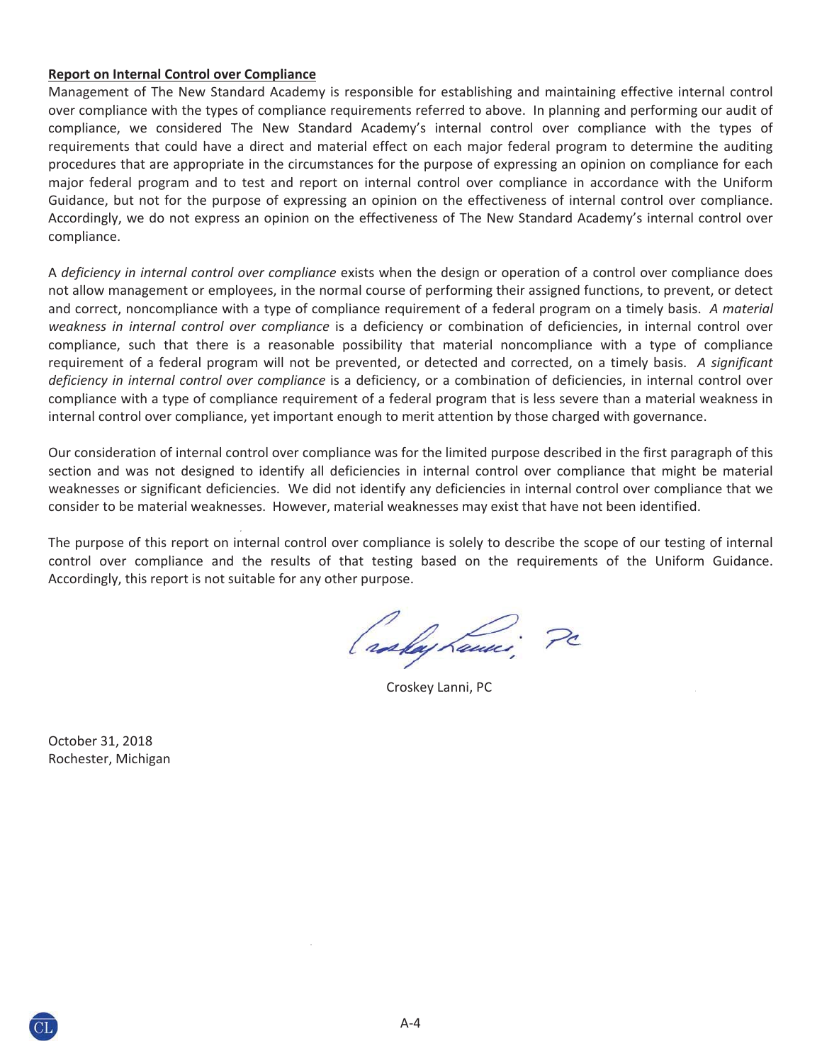**Report on Internal Control over Compliance**

Management of The New Standard Academy is responsible for establishing and maintaining effective internal control over compliance with the types of compliance requirements referred to above. In planning and performing our audit of compliance, we considered The New Standard Academy's internal control over compliance with the types of requirements that could have a direct and material effect on each major federal program to determine the auditing procedures that are appropriate in the circumstances for the purpose of expressing an opinion on compliance for each major federal program and to test and report on internal control over compliance in accordance with the Uniform Guidance, but not for the purpose of expressing an opinion on the effectiveness of internal control over compliance. Accordingly, we do not express an opinion on the effectiveness of The New Standard Academy's internal control over compliance.

A *deficiency in internal control over compliance* exists when the design or operation of a control over compliance does not allow management or employees, in the normal course of performing their assigned functions, to prevent, or detect and correct, noncompliance with a type of compliance requirement of a federal program on a timely basis. *A material weakness in internal control over compliance* is a deficiency or combination of deficiencies, in internal control over compliance, such that there is a reasonable possibility that material noncompliance with a type of compliance requirement of a federal program will not be prevented, or detected and corrected, on a timely basis. *A significant deficiency in internal control over compliance* is a deficiency, or a combination of deficiencies, in internal control over compliance with a type of compliance requirement of a federal program that is less severe than a material weakness in internal control over compliance, yet important enough to merit attention by those charged with governance.

Our consideration of internal control over compliance was for the limited purpose described in the first paragraph of this section and was not designed to identify all deficiencies in internal control over compliance that might be material weaknesses or significant deficiencies. We did not identify any deficiencies in internal control over compliance that we consider to be material weaknesses. However, material weaknesses may exist that have not been identified.

The purpose of this report on internal control over compliance is solely to describe the scope of our testing of internal control over compliance and the results of that testing based on the requirements of the Uniform Guidance. Accordingly, this report is not suitable for any other purpose.

Croskey Lanni, PC

October 31, 2018
Rochester, Michigan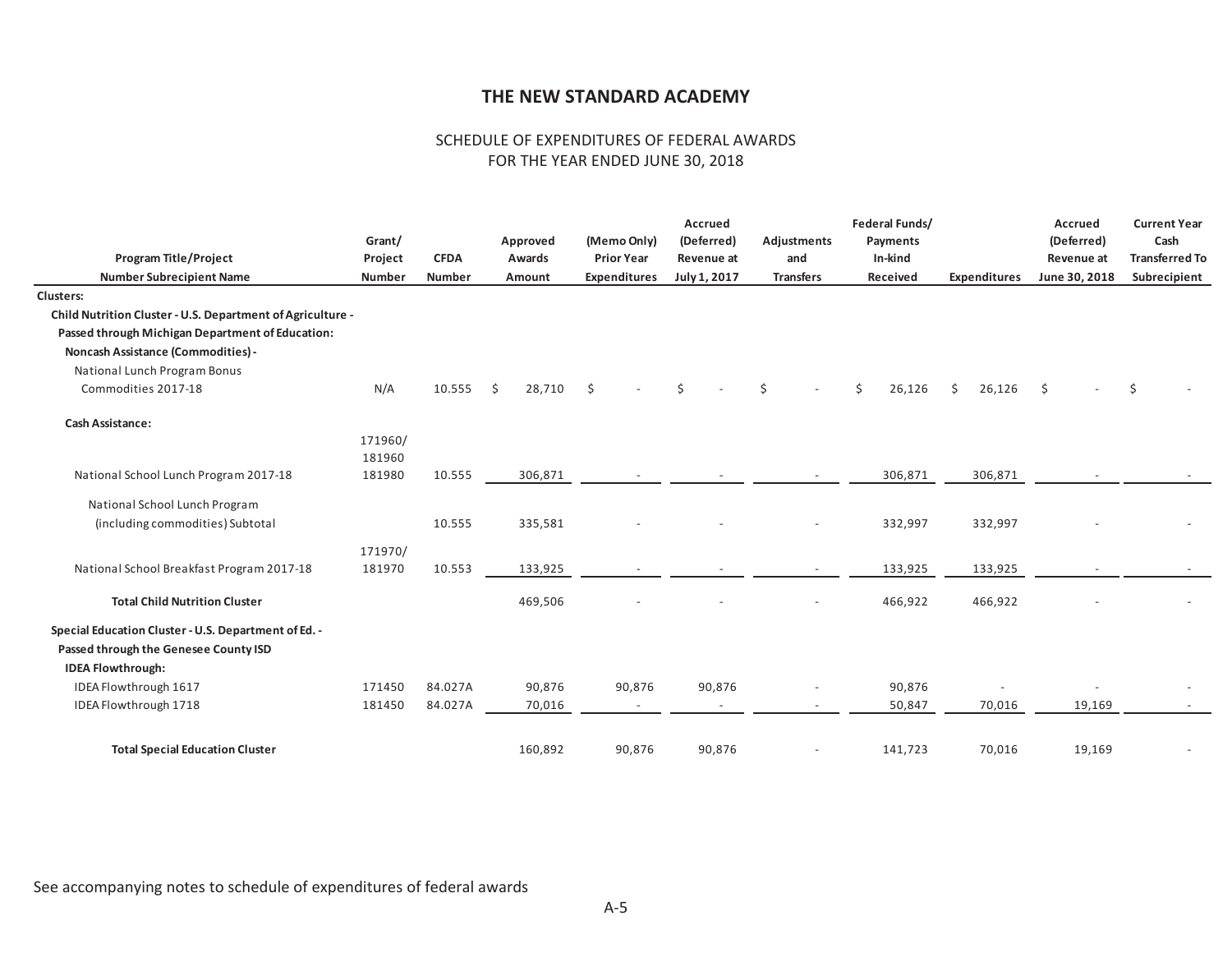# THE NEW STANDARD ACADEMY

SCHEDULE OF EXPENDITURES OF FEDERAL AWARDS
FOR THE YEAR ENDED JUNE 30, 2018

| Program Title/Project Number Subrecipient Name | Grant/ Project Number | CFDA Number | Approved Awards Amount | (Memo Only) Prior Year Expenditures | Accrued (Deferred) Revenue at July 1, 2017 | Adjustments and Transfers | Federal Funds/ Payments In-kind Received | Expenditures | Accrued (Deferred) Revenue at June 30, 2018 | Current Year Cash Transferred To Subrecipient |
|---|---|---|---|---|---|---|---|---|---|---|
| **Clusters:** | | | | | | | | | | |
| **Child Nutrition Cluster - U.S. Department of Agriculture -** | | | | | | | | | | |
| **Passed through Michigan Department of Education:** | | | | | | | | | | |
| **Noncash Assistance (Commodities) -** | | | | | | | | | | |
| National Lunch Program Bonus Commodities 2017-18 | N/A | 10.555 | $ 28,710 | $ - | $ - | $ - | $ 26,126 | $ 26,126 | $ - | $ - |
| **Cash Assistance:** | | | | | | | | | | |
| National School Lunch Program 2017-18 | 171960/ 181960 181980 | 10.555 | 306,871 | - | - | - | 306,871 | 306,871 | - | - |
| National School Lunch Program (including commodities) Subtotal | | 10.555 | 335,581 | - | - | - | 332,997 | 332,997 | - | - |
| National School Breakfast Program 2017-18 | 171970/ 181970 | 10.553 | 133,925 | - | - | - | 133,925 | 133,925 | - | - |
| **Total Child Nutrition Cluster** | | | 469,506 | - | - | - | 466,922 | 466,922 | - | - |
| **Special Education Cluster - U.S. Department of Ed. -** | | | | | | | | | | |
| **Passed through the Genesee County ISD** | | | | | | | | | | |
| **IDEA Flowthrough:** | | | | | | | | | | |
| IDEA Flowthrough 1617 | 171450 | 84.027A | 90,876 | 90,876 | 90,876 | - | 90,876 | - | - | - |
| IDEA Flowthrough 1718 | 181450 | 84.027A | 70,016 | - | - | - | 50,847 | 70,016 | 19,169 | - |
| **Total Special Education Cluster** | | | 160,892 | 90,876 | 90,876 | - | 141,723 | 70,016 | 19,169 | - |

See accompanying notes to schedule of expenditures of federal awards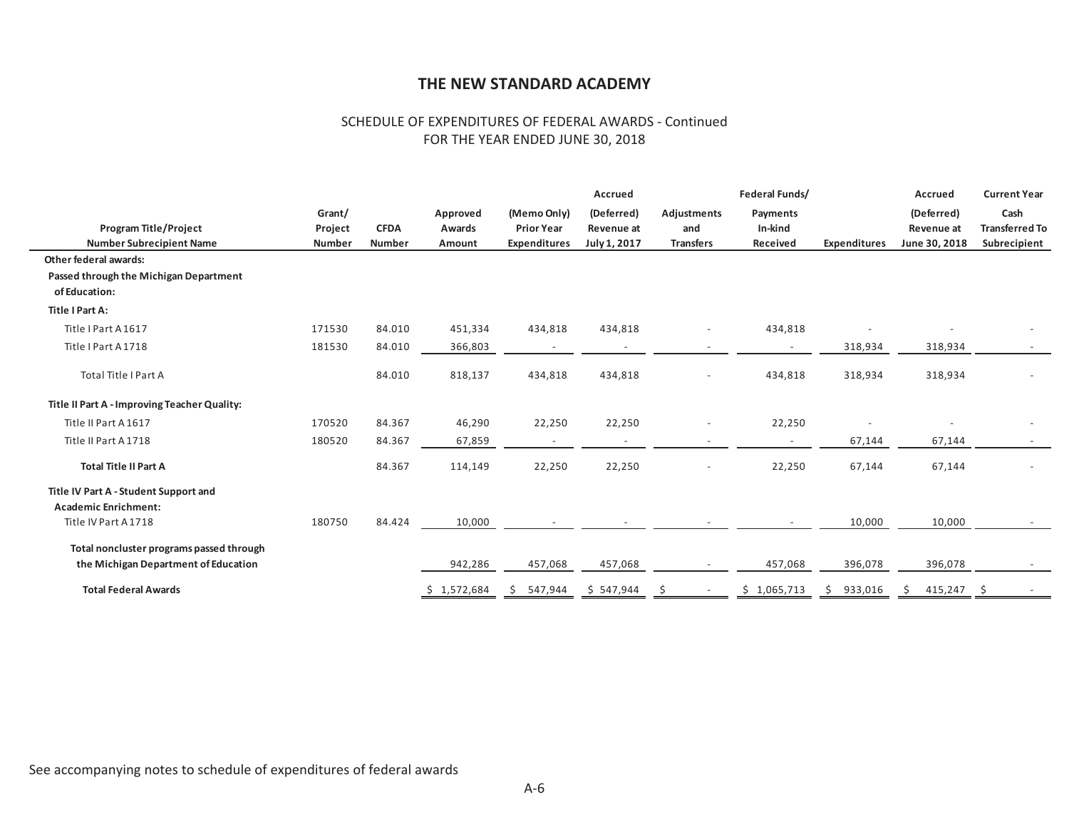# THE NEW STANDARD ACADEMY

SCHEDULE OF EXPENDITURES OF FEDERAL AWARDS - Continued
FOR THE YEAR ENDED JUNE 30, 2018

| Program Title/Project Number Subrecipient Name | Grant/ Project Number | CFDA Number | Approved Awards Amount | (Memo Only) Prior Year Expenditures | Accrued (Deferred) Revenue at July 1, 2017 | Adjustments and Transfers | Federal Funds/ Payments In-kind Received | Expenditures | Accrued (Deferred) Revenue at June 30, 2018 | Current Year Cash Transferred To Subrecipient |
|---|---|---|---|---|---|---|---|---|---|---|
| **Other federal awards:** | | | | | | | | | | |
| **Passed through the Michigan Department of Education:** | | | | | | | | | | |
| **Title I Part A:** | | | | | | | | | | |
| Title I Part A 1617 | 171530 | 84.010 | 451,334 | 434,818 | 434,818 | - | 434,818 | - | - | - |
| Title I Part A 1718 | 181530 | 84.010 | 366,803 | - | - | - | - | 318,934 | 318,934 | - |
| Total Title I Part A | | 84.010 | 818,137 | 434,818 | 434,818 | - | 434,818 | 318,934 | 318,934 | - |
| **Title II Part A - Improving Teacher Quality:** | | | | | | | | | | |
| Title II Part A 1617 | 170520 | 84.367 | 46,290 | 22,250 | 22,250 | - | 22,250 | - | - | - |
| Title II Part A 1718 | 180520 | 84.367 | 67,859 | - | - | - | - | 67,144 | 67,144 | - |
| **Total Title II Part A** | | 84.367 | 114,149 | 22,250 | 22,250 | - | 22,250 | 67,144 | 67,144 | - |
| **Title IV Part A - Student Support and Academic Enrichment:** | | | | | | | | | | |
| Title IV Part A 1718 | 180750 | 84.424 | 10,000 | - | - | - | - | 10,000 | 10,000 | - |
| **Total noncluster programs passed through the Michigan Department of Education** | | | 942,286 | 457,068 | 457,068 | - | 457,068 | 396,078 | 396,078 | - |
| **Total Federal Awards** | | | $ 1,572,684 | $ 547,944 | $ 547,944 | $ - | $ 1,065,713 | $ 933,016 | $ 415,247 | $ - |

See accompanying notes to schedule of expenditures of federal awards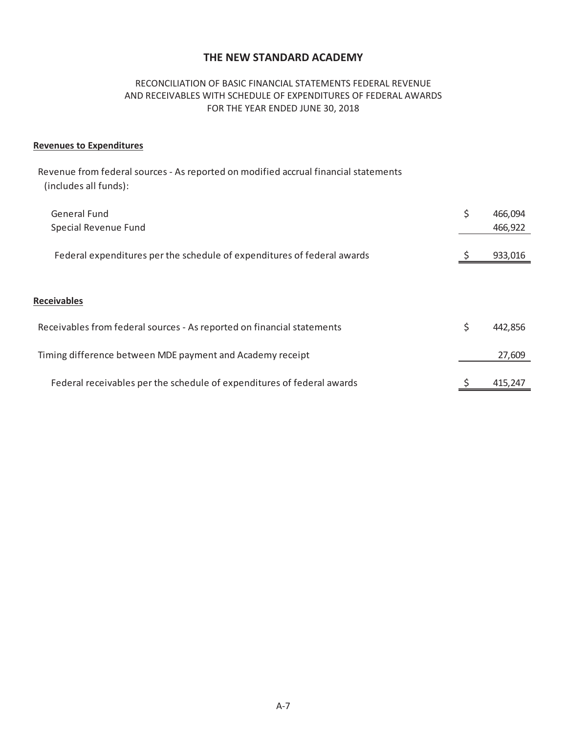# THE NEW STANDARD ACADEMY

RECONCILIATION OF BASIC FINANCIAL STATEMENTS FEDERAL REVENUE
AND RECEIVABLES WITH SCHEDULE OF EXPENDITURES OF FEDERAL AWARDS
FOR THE YEAR ENDED JUNE 30, 2018

**Revenues to Expenditures**

| | |
|---|---|
| Revenue from federal sources - As reported on modified accrual financial statements (includes all funds): | |
| General Fund | $ 466,094 |
| Special Revenue Fund | 466,922 |
| Federal expenditures per the schedule of expenditures of federal awards | $ 933,016 |

**Receivables**

| | |
|---|---|
| Receivables from federal sources - As reported on financial statements | $ 442,856 |
| Timing difference between MDE payment and Academy receipt | 27,609 |
| Federal receivables per the schedule of expenditures of federal awards | $ 415,247 |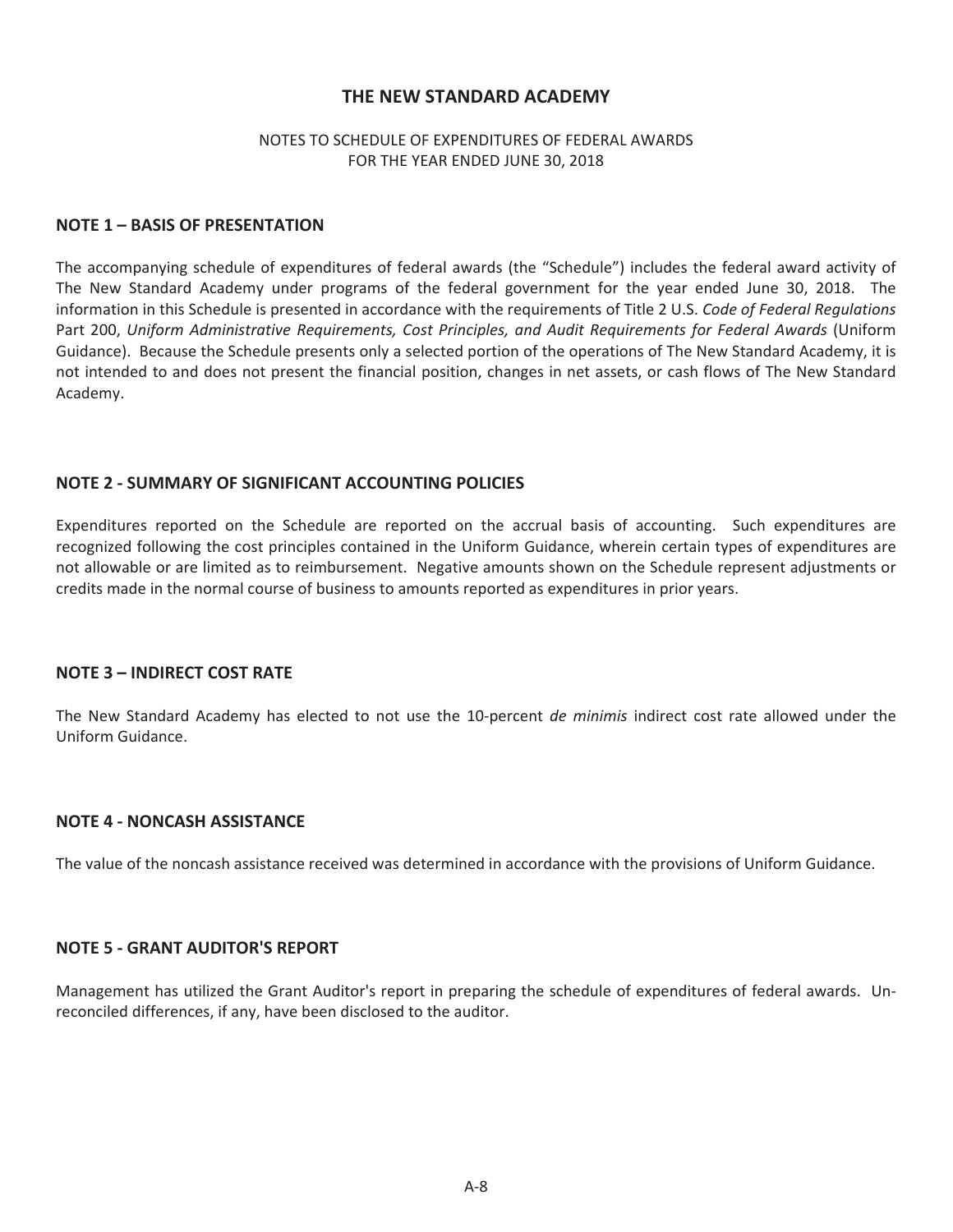# THE NEW STANDARD ACADEMY

NOTES TO SCHEDULE OF EXPENDITURES OF FEDERAL AWARDS
FOR THE YEAR ENDED JUNE 30, 2018

## NOTE 1 – BASIS OF PRESENTATION

The accompanying schedule of expenditures of federal awards (the "Schedule") includes the federal award activity of The New Standard Academy under programs of the federal government for the year ended June 30, 2018. The information in this Schedule is presented in accordance with the requirements of Title 2 U.S. *Code of Federal Regulations* Part 200, *Uniform Administrative Requirements, Cost Principles, and Audit Requirements for Federal Awards* (Uniform Guidance). Because the Schedule presents only a selected portion of the operations of The New Standard Academy, it is not intended to and does not present the financial position, changes in net assets, or cash flows of The New Standard Academy.

## NOTE 2 - SUMMARY OF SIGNIFICANT ACCOUNTING POLICIES

Expenditures reported on the Schedule are reported on the accrual basis of accounting. Such expenditures are recognized following the cost principles contained in the Uniform Guidance, wherein certain types of expenditures are not allowable or are limited as to reimbursement. Negative amounts shown on the Schedule represent adjustments or credits made in the normal course of business to amounts reported as expenditures in prior years.

## NOTE 3 – INDIRECT COST RATE

The New Standard Academy has elected to not use the 10-percent *de minimis* indirect cost rate allowed under the Uniform Guidance.

## NOTE 4 - NONCASH ASSISTANCE

The value of the noncash assistance received was determined in accordance with the provisions of Uniform Guidance.

## NOTE 5 - GRANT AUDITOR'S REPORT

Management has utilized the Grant Auditor's report in preparing the schedule of expenditures of federal awards. Un-reconciled differences, if any, have been disclosed to the auditor.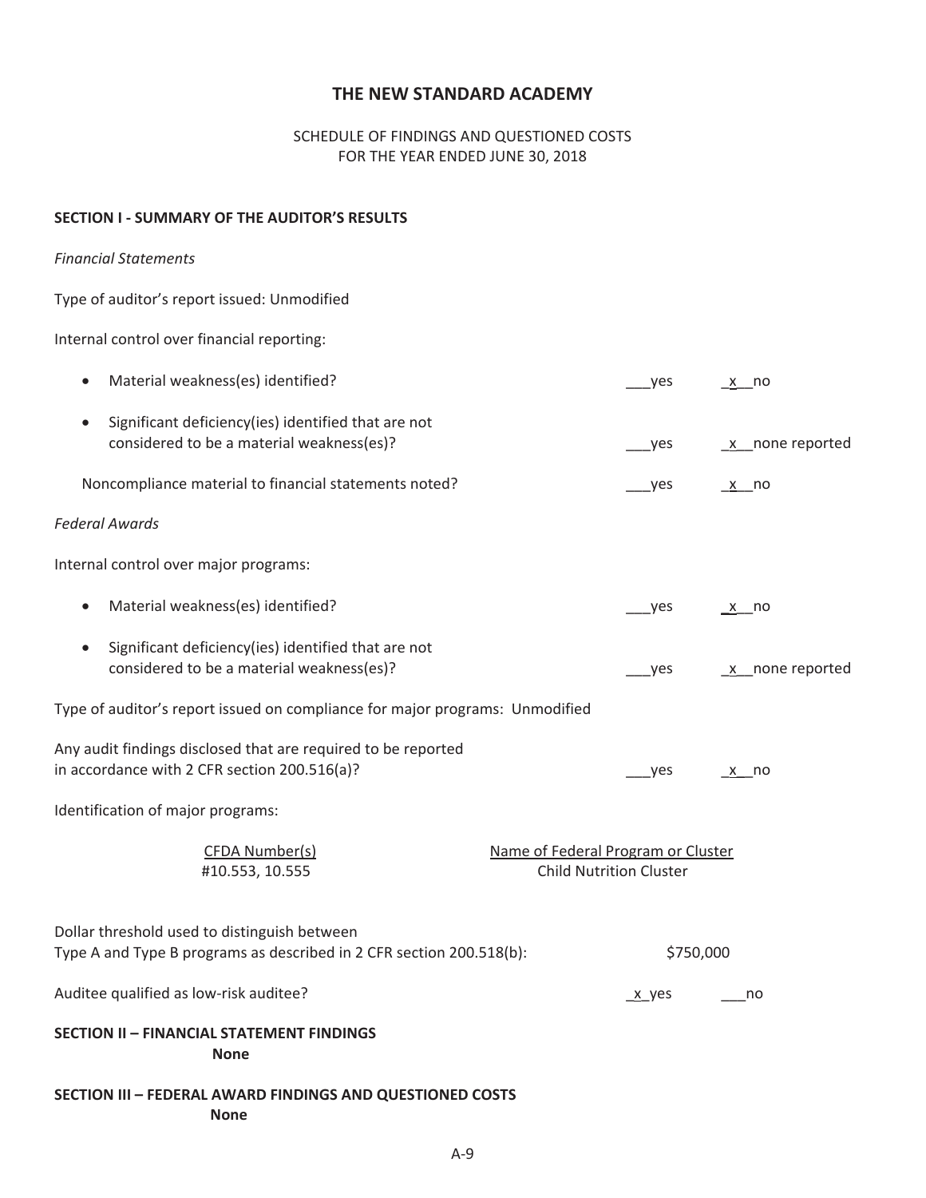# THE NEW STANDARD ACADEMY

SCHEDULE OF FINDINGS AND QUESTIONED COSTS
FOR THE YEAR ENDED JUNE 30, 2018

## SECTION I - SUMMARY OF THE AUDITOR'S RESULTS

*Financial Statements*

Type of auditor's report issued: Unmodified

Internal control over financial reporting:

- Material weakness(es) identified? ___yes _x__no
- Significant deficiency(ies) identified that are not considered to be a material weakness(es)? ___yes _x__none reported

Noncompliance material to financial statements noted? ___yes _x__no

*Federal Awards*

Internal control over major programs:

- Material weakness(es) identified? ___yes _x__no
- Significant deficiency(ies) identified that are not considered to be a material weakness(es)? ___yes _x__none reported

Type of auditor's report issued on compliance for major programs: Unmodified

Any audit findings disclosed that are required to be reported in accordance with 2 CFR section 200.516(a)? ___yes _x__no

Identification of major programs:

| CFDA Number(s) | Name of Federal Program or Cluster |
|---|---|
| #10.553, 10.555 | Child Nutrition Cluster |

Dollar threshold used to distinguish between Type A and Type B programs as described in 2 CFR section 200.518(b): $750,000

Auditee qualified as low-risk auditee? _x_yes ___no

## SECTION II – FINANCIAL STATEMENT FINDINGS

**None**

## SECTION III – FEDERAL AWARD FINDINGS AND QUESTIONED COSTS

**None**